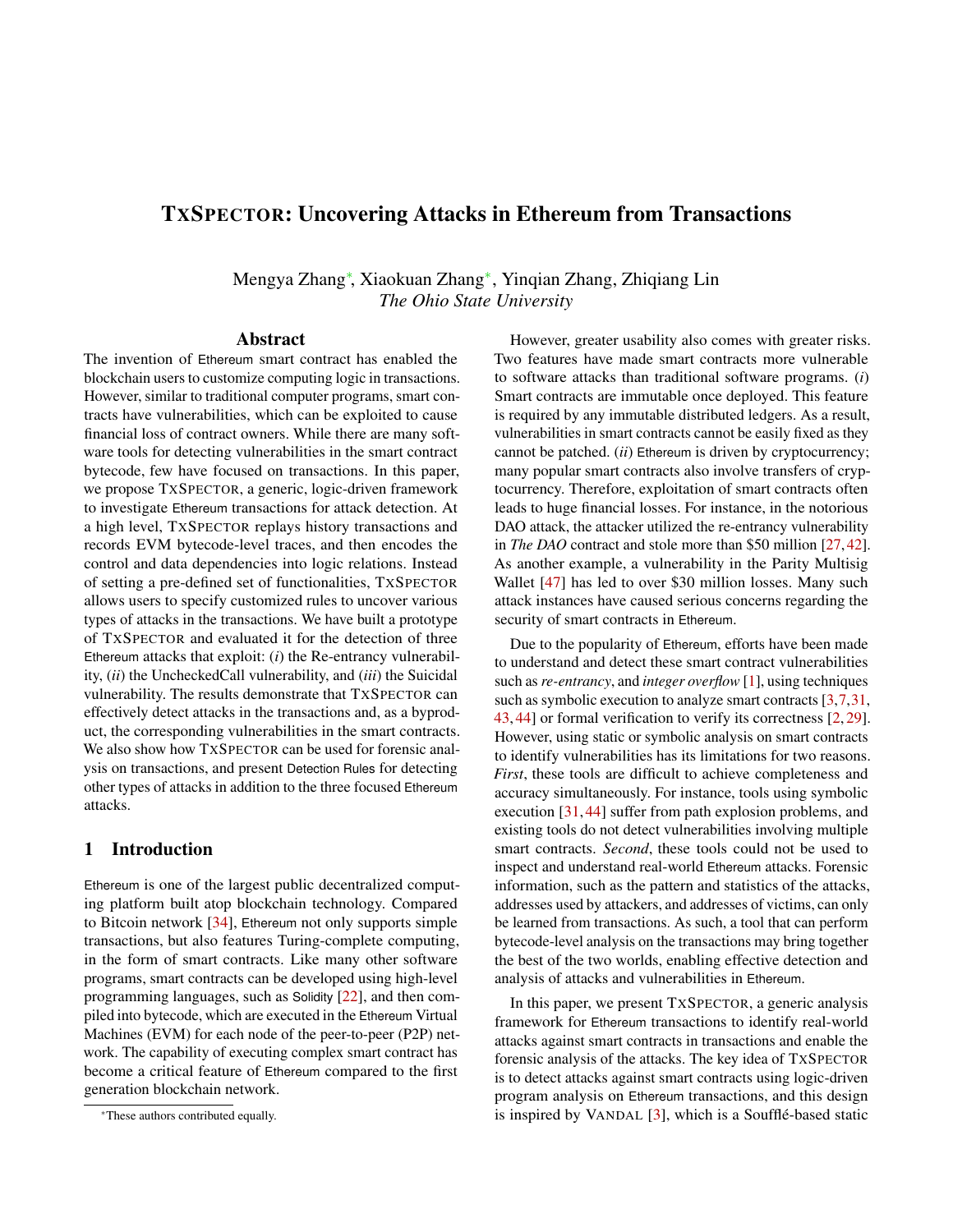# TXSPECTOR: Uncovering Attacks in Ethereum from Transactions

Mengya Zhang*, Xiaokuan Zhang*, Yinqian Zhang, Zhiqiang Lin
*The Ohio State University*

## Abstract

The invention of Ethereum smart contract has enabled the blockchain users to customize computing logic in transactions. However, similar to traditional computer programs, smart contracts have vulnerabilities, which can be exploited to cause financial loss of contract owners. While there are many software tools for detecting vulnerabilities in the smart contract bytecode, few have focused on transactions. In this paper, we propose TXSPECTOR, a generic, logic-driven framework to investigate Ethereum transactions for attack detection. At a high level, TXSPECTOR replays history transactions and records EVM bytecode-level traces, and then encodes the control and data dependencies into logic relations. Instead of setting a pre-defined set of functionalities, TXSPECTOR allows users to specify customized rules to uncover various types of attacks in the transactions. We have built a prototype of TXSPECTOR and evaluated it for the detection of three Ethereum attacks that exploit: (*i*) the Re-entrancy vulnerability, (*ii*) the UncheckedCall vulnerability, and (*iii*) the Suicidal vulnerability. The results demonstrate that TXSPECTOR can effectively detect attacks in the transactions and, as a byproduct, the corresponding vulnerabilities in the smart contracts. We also show how TXSPECTOR can be used for forensic analysis on transactions, and present Detection Rules for detecting other types of attacks in addition to the three focused Ethereum attacks.

## 1 Introduction

Ethereum is one of the largest public decentralized computing platform built atop blockchain technology. Compared to Bitcoin network [34], Ethereum not only supports simple transactions, but also features Turing-complete computing, in the form of smart contracts. Like many other software programs, smart contracts can be developed using high-level programming languages, such as Solidity [22], and then compiled into bytecode, which are executed in the Ethereum Virtual Machines (EVM) for each node of the peer-to-peer (P2P) network. The capability of executing complex smart contract has become a critical feature of Ethereum compared to the first generation blockchain network.

However, greater usability also comes with greater risks. Two features have made smart contracts more vulnerable to software attacks than traditional software programs. (*i*) Smart contracts are immutable once deployed. This feature is required by any immutable distributed ledgers. As a result, vulnerabilities in smart contracts cannot be easily fixed as they cannot be patched. (*ii*) Ethereum is driven by cryptocurrency; many popular smart contracts also involve transfers of cryptocurrency. Therefore, exploitation of smart contracts often leads to huge financial losses. For instance, in the notorious DAO attack, the attacker utilized the re-entrancy vulnerability in *The DAO* contract and stole more than \$50 million [27, 42]. As another example, a vulnerability in the Parity Multisig Wallet [47] has led to over \$30 million losses. Many such attack instances have caused serious concerns regarding the security of smart contracts in Ethereum.

Due to the popularity of Ethereum, efforts have been made to understand and detect these smart contract vulnerabilities such as *re-entrancy*, and *integer overflow* [1], using techniques such as symbolic execution to analyze smart contracts [3, 7, 31, 43, 44] or formal verification to verify its correctness [2, 29]. However, using static or symbolic analysis on smart contracts to identify vulnerabilities has its limitations for two reasons. *First*, these tools are difficult to achieve completeness and accuracy simultaneously. For instance, tools using symbolic execution [31, 44] suffer from path explosion problems, and existing tools do not detect vulnerabilities involving multiple smart contracts. *Second*, these tools could not be used to inspect and understand real-world Ethereum attacks. Forensic information, such as the pattern and statistics of the attacks, addresses used by attackers, and addresses of victims, can only be learned from transactions. As such, a tool that can perform bytecode-level analysis on the transactions may bring together the best of the two worlds, enabling effective detection and analysis of attacks and vulnerabilities in Ethereum.

In this paper, we present TXSPECTOR, a generic analysis framework for Ethereum transactions to identify real-world attacks against smart contracts in transactions and enable the forensic analysis of the attacks. The key idea of TXSPECTOR is to detect attacks against smart contracts using logic-driven program analysis on Ethereum transactions, and this design is inspired by VANDAL [3], which is a Soufflé-based static

*These authors contributed equally.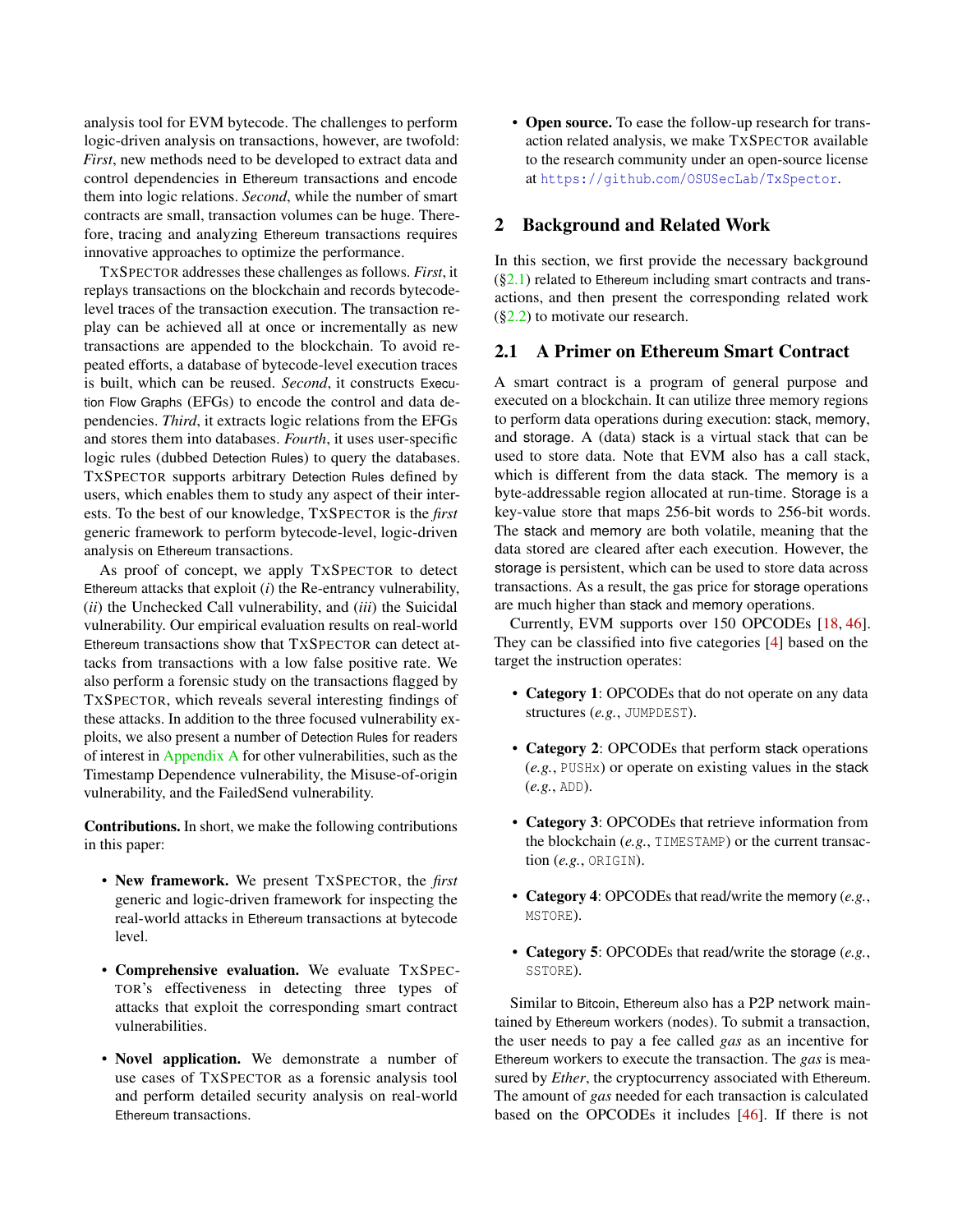analysis tool for EVM bytecode. The challenges to perform logic-driven analysis on transactions, however, are twofold: *First*, new methods need to be developed to extract data and control dependencies in Ethereum transactions and encode them into logic relations. *Second*, while the number of smart contracts are small, transaction volumes can be huge. Therefore, tracing and analyzing Ethereum transactions requires innovative approaches to optimize the performance.

TXSPECTOR addresses these challenges as follows. *First*, it replays transactions on the blockchain and records bytecode-level traces of the transaction execution. The transaction replay can be achieved all at once or incrementally as new transactions are appended to the blockchain. To avoid repeated efforts, a database of bytecode-level execution traces is built, which can be reused. *Second*, it constructs Execution Flow Graphs (EFGs) to encode the control and data dependencies. *Third*, it extracts logic relations from the EFGs and stores them into databases. *Fourth*, it uses user-specific logic rules (dubbed Detection Rules) to query the databases. TXSPECTOR supports arbitrary Detection Rules defined by users, which enables them to study any aspect of their interests. To the best of our knowledge, TXSPECTOR is the *first* generic framework to perform bytecode-level, logic-driven analysis on Ethereum transactions.

As proof of concept, we apply TXSPECTOR to detect Ethereum attacks that exploit (*i*) the Re-entrancy vulnerability, (*ii*) the Unchecked Call vulnerability, and (*iii*) the Suicidal vulnerability. Our empirical evaluation results on real-world Ethereum transactions show that TXSPECTOR can detect attacks from transactions with a low false positive rate. We also perform a forensic study on the transactions flagged by TXSPECTOR, which reveals several interesting findings of these attacks. In addition to the three focused vulnerability exploits, we also present a number of Detection Rules for readers of interest in Appendix A for other vulnerabilities, such as the Timestamp Dependence vulnerability, the Misuse-of-origin vulnerability, and the FailedSend vulnerability.

**Contributions.** In short, we make the following contributions in this paper:

- **New framework.** We present TXSPECTOR, the *first* generic and logic-driven framework for inspecting the real-world attacks in Ethereum transactions at bytecode level.
- **Comprehensive evaluation.** We evaluate TXSPECTOR's effectiveness in detecting three types of attacks that exploit the corresponding smart contract vulnerabilities.
- **Novel application.** We demonstrate a number of use cases of TXSPECTOR as a forensic analysis tool and perform detailed security analysis on real-world Ethereum transactions.
- **Open source.** To ease the follow-up research for transaction related analysis, we make TXSPECTOR available to the research community under an open-source license at https://github.com/OSUSecLab/TxSpector.

## 2 Background and Related Work

In this section, we first provide the necessary background (§2.1) related to Ethereum including smart contracts and transactions, and then present the corresponding related work (§2.2) to motivate our research.

### 2.1 A Primer on Ethereum Smart Contract

A smart contract is a program of general purpose and executed on a blockchain. It can utilize three memory regions to perform data operations during execution: stack, memory, and storage. A (data) stack is a virtual stack that can be used to store data. Note that EVM also has a call stack, which is different from the data stack. The memory is a byte-addressable region allocated at run-time. Storage is a key-value store that maps 256-bit words to 256-bit words. The stack and memory are both volatile, meaning that the data stored are cleared after each execution. However, the storage is persistent, which can be used to store data across transactions. As a result, the gas price for storage operations are much higher than stack and memory operations.

Currently, EVM supports over 150 OPCODEs [18, 46]. They can be classified into five categories [4] based on the target the instruction operates:

- **Category 1**: OPCODEs that do not operate on any data structures (*e.g.*, `JUMPDEST`).
- **Category 2**: OPCODEs that perform stack operations (*e.g.*, `PUSHx`) or operate on existing values in the stack (*e.g.*, `ADD`).
- **Category 3**: OPCODEs that retrieve information from the blockchain (*e.g.*, `TIMESTAMP`) or the current transaction (*e.g.*, `ORIGIN`).
- **Category 4**: OPCODEs that read/write the memory (*e.g.*, `MSTORE`).
- **Category 5**: OPCODEs that read/write the storage (*e.g.*, `SSTORE`).

Similar to Bitcoin, Ethereum also has a P2P network maintained by Ethereum workers (nodes). To submit a transaction, the user needs to pay a fee called *gas* as an incentive for Ethereum workers to execute the transaction. The *gas* is measured by *Ether*, the cryptocurrency associated with Ethereum. The amount of *gas* needed for each transaction is calculated based on the OPCODEs it includes [46]. If there is not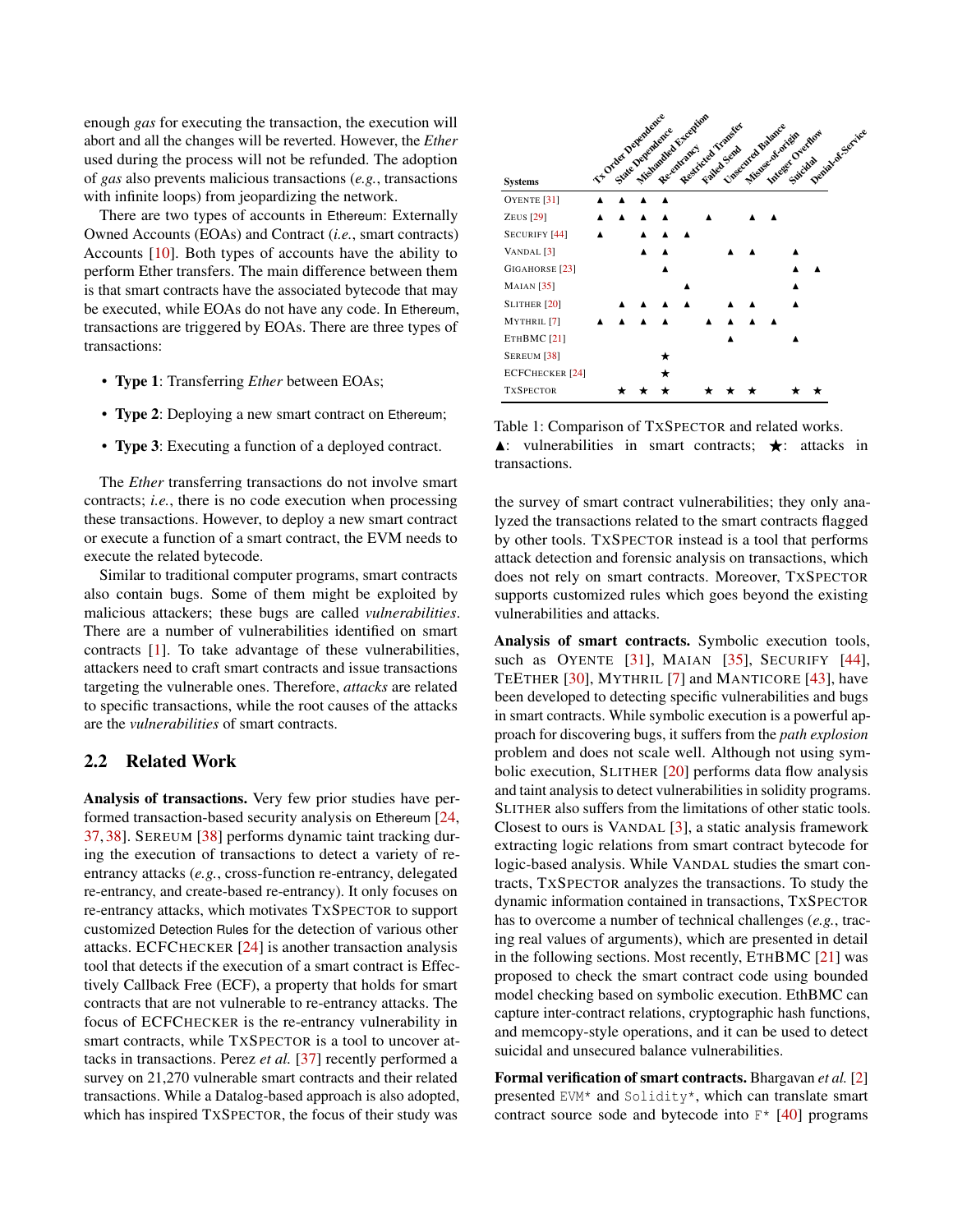enough *gas* for executing the transaction, the execution will abort and all the changes will be reverted. However, the *Ether* used during the process will not be refunded. The adoption of *gas* also prevents malicious transactions (*e.g.*, transactions with infinite loops) from jeopardizing the network.

There are two types of accounts in Ethereum: Externally Owned Accounts (EOAs) and Contract (*i.e.*, smart contracts) Accounts [10]. Both types of accounts have the ability to perform Ether transfers. The main difference between them is that smart contracts have the associated bytecode that may be executed, while EOAs do not have any code. In Ethereum, transactions are triggered by EOAs. There are three types of transactions:

- **Type 1**: Transferring *Ether* between EOAs;
- **Type 2**: Deploying a new smart contract on Ethereum;
- **Type 3**: Executing a function of a deployed contract.

The *Ether* transferring transactions do not involve smart contracts; *i.e.*, there is no code execution when processing these transactions. However, to deploy a new smart contract or execute a function of a smart contract, the EVM needs to execute the related bytecode.

Similar to traditional computer programs, smart contracts also contain bugs. Some of them might be exploited by malicious attackers; these bugs are called *vulnerabilities*. There are a number of vulnerabilities identified on smart contracts [1]. To take advantage of these vulnerabilities, attackers need to craft smart contracts and issue transactions targeting the vulnerable ones. Therefore, *attacks* are related to specific transactions, while the root causes of the attacks are the *vulnerabilities* of smart contracts.

## 2.2 Related Work

**Analysis of transactions.** Very few prior studies have performed transaction-based security analysis on Ethereum [24, 37, 38]. SEREUM [38] performs dynamic taint tracking during the execution of transactions to detect a variety of re-entrancy attacks (*e.g.*, cross-function re-entrancy, delegated re-entrancy, and create-based re-entrancy). It only focuses on re-entrancy attacks, which motivates TXSPECTOR to support customized Detection Rules for the detection of various other attacks. ECFCHECKER [24] is another transaction analysis tool that detects if the execution of a smart contract is Effectively Callback Free (ECF), a property that holds for smart contracts that are not vulnerable to re-entrancy attacks. The focus of ECFCHECKER is the re-entrancy vulnerability in smart contracts, while TXSPECTOR is a tool to uncover attacks in transactions. Perez *et al.* [37] recently performed a survey on 21,270 vulnerable smart contracts and their related transactions. While a Datalog-based approach is also adopted, which has inspired TXSPECTOR, the focus of their study was

| Systems | Tx Order Dependence | State Dependence | Mishandled Exception | Re-entrancy | Restricted Transfer | Failed Send | Unsecured Balance | Misuse-of-origin | Integer Overflow | Suicidal | Denial-of-Service |
|---|---|---|---|---|---|---|---|---|---|---|---|
| OYENTE [31] | ▲ | ▲ | ▲ | ▲ | | | | | | | |
| ZEUS [29] | ▲ | ▲ | ▲ | ▲ | | ▲ | | ▲ | ▲ | | |
| SECURIFY [44] | ▲ | | ▲ | ▲ | ▲ | | | | | | |
| VANDAL [3] | | | ▲ | ▲ | | | ▲ | ▲ | | ▲ | |
| GIGAHORSE [23] | | | | ▲ | | | | | | ▲ | ▲ |
| MAIAN [35] | | | | | ▲ | | | | | ▲ | |
| SLITHER [20] | | ▲ | ▲ | ▲ | ▲ | | ▲ | ▲ | | ▲ | |
| MYTHRIL [7] | ▲ | ▲ | ▲ | ▲ | | ▲ | ▲ | ▲ | ▲ | | |
| ETHBMC [21] | | | | | | | ▲ | | | ▲ | |
| SEREUM [38] | | | | ★ | | | | | | | |
| ECFCHECKER [24] | | | | ★ | | | | | | | |
| TXSPECTOR | | ★ | ★ | ★ | | ★ | ★ | ★ | | ★ | ★ |

Table 1: Comparison of TXSPECTOR and related works. ▲: vulnerabilities in smart contracts; ★: attacks in transactions.

the survey of smart contract vulnerabilities; they only analyzed the transactions related to the smart contracts flagged by other tools. TXSPECTOR instead is a tool that performs attack detection and forensic analysis on transactions, which does not rely on smart contracts. Moreover, TXSPECTOR supports customized rules which goes beyond the existing vulnerabilities and attacks.

**Analysis of smart contracts.** Symbolic execution tools, such as OYENTE [31], MAIAN [35], SECURIFY [44], TEETHER [30], MYTHRIL [7] and MANTICORE [43], have been developed to detecting specific vulnerabilities and bugs in smart contracts. While symbolic execution is a powerful approach for discovering bugs, it suffers from the *path explosion* problem and does not scale well. Although not using symbolic execution, SLITHER [20] performs data flow analysis and taint analysis to detect vulnerabilities in solidity programs. SLITHER also suffers from the limitations of other static tools. Closest to ours is VANDAL [3], a static analysis framework extracting logic relations from smart contract bytecode for logic-based analysis. While VANDAL studies the smart contracts, TXSPECTOR analyzes the transactions. To study the dynamic information contained in transactions, TXSPECTOR has to overcome a number of technical challenges (*e.g.*, tracing real values of arguments), which are presented in detail in the following sections. Most recently, ETHBMC [21] was proposed to check the smart contract code using bounded model checking based on symbolic execution. EthBMC can capture inter-contract relations, cryptographic hash functions, and memcopy-style operations, and it can be used to detect suicidal and unsecured balance vulnerabilities.

**Formal verification of smart contracts.** Bhargavan *et al.* [2] presented `EVM*` and `Solidity*`, which can translate smart contract source sode and bytecode into `F*` [40] programs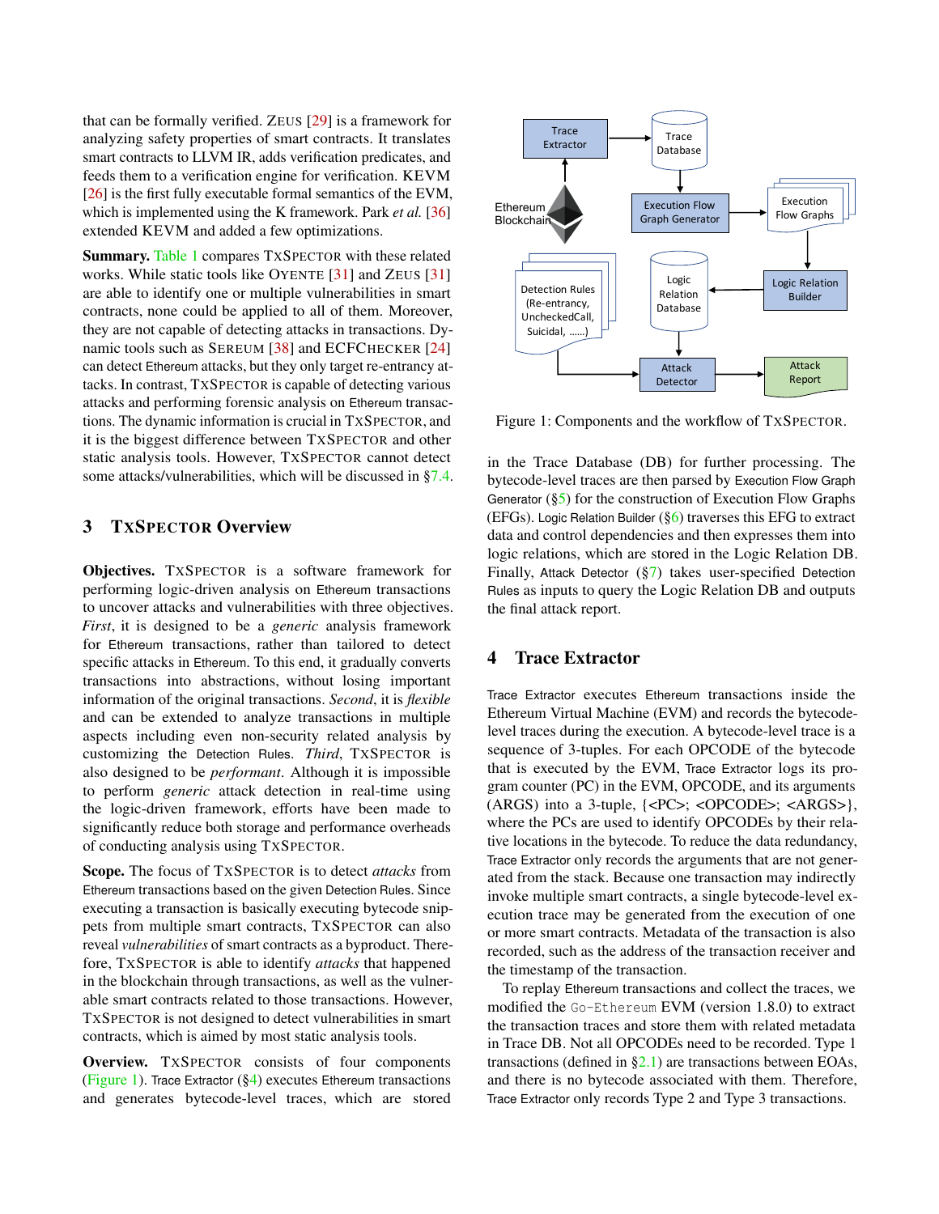that can be formally verified. ZEUS [29] is a framework for analyzing safety properties of smart contracts. It translates smart contracts to LLVM IR, adds verification predicates, and feeds them to a verification engine for verification. KEVM [26] is the first fully executable formal semantics of the EVM, which is implemented using the K framework. Park *et al.* [36] extended KEVM and added a few optimizations.

**Summary.** Table 1 compares TXSPECTOR with these related works. While static tools like OYENTE [31] and ZEUS [31] are able to identify one or multiple vulnerabilities in smart contracts, none could be applied to all of them. Moreover, they are not capable of detecting attacks in transactions. Dynamic tools such as SEREUM [38] and ECFCHECKER [24] can detect Ethereum attacks, but they only target re-entrancy attacks. In contrast, TXSPECTOR is capable of detecting various attacks and performing forensic analysis on Ethereum transactions. The dynamic information is crucial in TXSPECTOR, and it is the biggest difference between TXSPECTOR and other static analysis tools. However, TXSPECTOR cannot detect some attacks/vulnerabilities, which will be discussed in §7.4.

## 3 TXSPECTOR Overview

**Objectives.** TXSPECTOR is a software framework for performing logic-driven analysis on Ethereum transactions to uncover attacks and vulnerabilities with three objectives. *First*, it is designed to be a *generic* analysis framework for Ethereum transactions, rather than tailored to detect specific attacks in Ethereum. To this end, it gradually converts transactions into abstractions, without losing important information of the original transactions. *Second*, it is *flexible* and can be extended to analyze transactions in multiple aspects including even non-security related analysis by customizing the Detection Rules. *Third*, TXSPECTOR is also designed to be *performant*. Although it is impossible to perform *generic* attack detection in real-time using the logic-driven framework, efforts have been made to significantly reduce both storage and performance overheads of conducting analysis using TXSPECTOR.

**Scope.** The focus of TXSPECTOR is to detect *attacks* from Ethereum transactions based on the given Detection Rules. Since executing a transaction is basically executing bytecode snippets from multiple smart contracts, TXSPECTOR can also reveal *vulnerabilities* of smart contracts as a byproduct. Therefore, TXSPECTOR is able to identify *attacks* that happened in the blockchain through transactions, as well as the vulnerable smart contracts related to those transactions. However, TXSPECTOR is not designed to detect vulnerabilities in smart contracts, which is aimed by most static analysis tools.

**Overview.** TXSPECTOR consists of four components (Figure 1). Trace Extractor (§4) executes Ethereum transactions and generates bytecode-level traces, which are stored in the Trace Database (DB) for further processing. The bytecode-level traces are then parsed by Execution Flow Graph Generator (§5) for the construction of Execution Flow Graphs (EFGs). Logic Relation Builder (§6) traverses this EFG to extract data and control dependencies and then expresses them into logic relations, which are stored in the Logic Relation DB. Finally, Attack Detector (§7) takes user-specified Detection Rules as inputs to query the Logic Relation DB and outputs the final attack report.

Trace Extractor
Trace Database
Ethereum Blockchain
Execution Flow Graph Generator
Execution Flow Graphs
Detection Rules (Re-entrancy, UncheckedCall, Suicidal, ......)
Logic Relation Database
Logic Relation Builder
Attack Detector
Attack Report

Figure 1: Components and the workflow of TXSPECTOR.

## 4 Trace Extractor

Trace Extractor executes Ethereum transactions inside the Ethereum Virtual Machine (EVM) and records the bytecode-level traces during the execution. A bytecode-level trace is a sequence of 3-tuples. For each OPCODE of the bytecode that is executed by the EVM, Trace Extractor logs its program counter (PC) in the EVM, OPCODE, and its arguments (ARGS) into a 3-tuple, {<PC>; <OPCODE>; <ARGS>}, where the PCs are used to identify OPCODEs by their relative locations in the bytecode. To reduce the data redundancy, Trace Extractor only records the arguments that are not generated from the stack. Because one transaction may indirectly invoke multiple smart contracts, a single bytecode-level execution trace may be generated from the execution of one or more smart contracts. Metadata of the transaction is also recorded, such as the address of the transaction receiver and the timestamp of the transaction.

To replay Ethereum transactions and collect the traces, we modified the `Go-Ethereum` EVM (version 1.8.0) to extract the transaction traces and store them with related metadata in Trace DB. Not all OPCODEs need to be recorded. Type 1 transactions (defined in §2.1) are transactions between EOAs, and there is no bytecode associated with them. Therefore, Trace Extractor only records Type 2 and Type 3 transactions.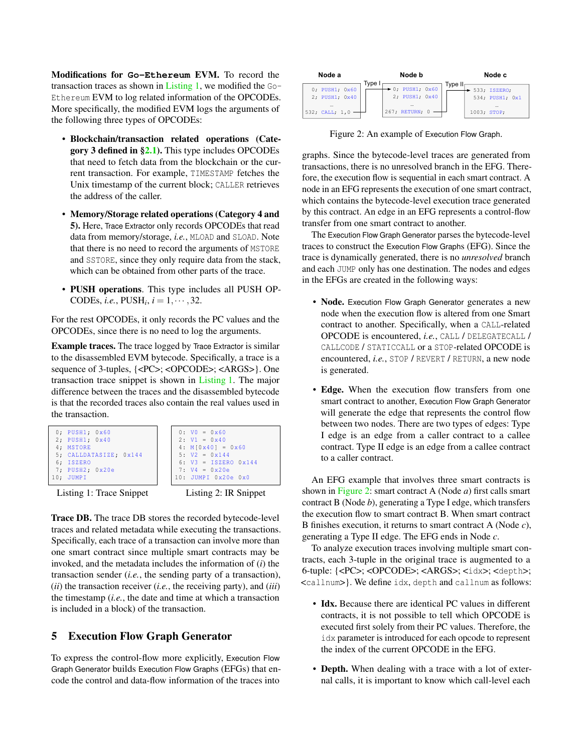**Modifications for `Go-Ethereum` EVM.** To record the transaction traces as shown in Listing 1, we modified the Go-Ethereum EVM to log related information of the OPCODEs. More specifically, the modified EVM logs the arguments of the following three types of OPCODEs:

- **Blockchain/transaction related operations (Category 3 defined in §2.1).** This type includes OPCODEs that need to fetch data from the blockchain or the current transaction. For example, TIMESTAMP fetches the Unix timestamp of the current block; CALLER retrieves the address of the caller.
- **Memory/Storage related operations (Category 4 and 5).** Here, Trace Extractor only records OPCODEs that read data from memory/storage, *i.e.*, MLOAD and SLOAD. Note that there is no need to record the arguments of MSTORE and SSTORE, since they only require data from the stack, which can be obtained from other parts of the trace.
- **PUSH operations**. This type includes all PUSH OPCODEs, *i.e.*, $\text{PUSH}_i$, $i = 1, \cdots, 32$.

For the rest OPCODEs, it only records the PC values and the OPCODEs, since there is no need to log the arguments.

**Example traces.** The trace logged by Trace Extractor is similar to the disassembled EVM bytecode. Specifically, a trace is a sequence of 3-tuples, {<PC>; <OPCODE>; <ARGS>}. One transaction trace snippet is shown in Listing 1. The major difference between the traces and the disassembled bytecode is that the recorded traces also contain the real values used in the transaction.

```
 0; PUSH1; 0x60
 2; PUSH1; 0x40
 4; MSTORE
 5; CALLDATASIZE; 0x144
 6; ISZERO
 7; PUSH2; 0x20e
10; JUMPI
```

Listing 1: Trace Snippet

```
 0: V0 = 0x60
 2: V1 = 0x40
 4: M[0x40] = 0x60
 5: V2 = 0x144
 6: V3 = ISZERO 0x144
 7: V4 = 0x20e
10: JUMPI 0x20e 0x0
```

Listing 2: IR Snippet

**Trace DB.** The trace DB stores the recorded bytecode-level traces and related metadata while executing the transactions. Specifically, each trace of a transaction can involve more than one smart contract since multiple smart contracts may be invoked, and the metadata includes the information of (*i*) the transaction sender (*i.e.*, the sending party of a transaction), (*ii*) the transaction receiver (*i.e.*, the receiving party), and (*iii*) the timestamp (*i.e.*, the date and time at which a transaction is included in a block) of the transaction.

## 5 Execution Flow Graph Generator

To express the control-flow more explicitly, Execution Flow Graph Generator builds Execution Flow Graphs (EFGs) that encode the control and data-flow information of the traces into graphs. Since the bytecode-level traces are generated from transactions, there is no unresolved branch in the EFG. Therefore, the execution flow is sequential in each smart contract. A node in an EFG represents the execution of one smart contract, which contains the bytecode-level execution trace generated by this contract. An edge in an EFG represents a control-flow transfer from one smart contract to another.

Node a

```
  0; PUSH1; 0x60
  2; PUSH1; 0x40
  …
532; CALL; 1,0
```

Type I

Node b

```
  0; PUSH1; 0x60
  2; PUSH1; 0x40
  …
267; RETURN; 0
```

Type II

Node c

```
 533; ISZERO;
 534; PUSH1; 0x1
  …
1003; STOP;
```

Figure 2: An example of Execution Flow Graph.

The Execution Flow Graph Generator parses the bytecode-level traces to construct the Execution Flow Graphs (EFG). Since the trace is dynamically generated, there is no *unresolved* branch and each JUMP only has one destination. The nodes and edges in the EFGs are created in the following ways:

- **Node.** Execution Flow Graph Generator generates a new node when the execution flow is altered from one Smart contract to another. Specifically, when a CALL-related OPCODE is encountered, *i.e.*, CALL / DELEGATECALL / CALLCODE / STATICCALL or a STOP-related OPCODE is encountered, *i.e.*, STOP / REVERT / RETURN, a new node is generated.
- **Edge.** When the execution flow transfers from one smart contract to another, Execution Flow Graph Generator will generate the edge that represents the control flow between two nodes. There are two types of edges: Type I edge is an edge from a caller contract to a callee contract. Type II edge is an edge from a callee contract to a caller contract.

An EFG example that involves three smart contracts is shown in Figure 2: smart contract A (Node *a*) first calls smart contract B (Node *b*), generating a Type I edge, which transfers the execution flow to smart contract B. When smart contract B finishes execution, it returns to smart contract A (Node *c*), generating a Type II edge. The EFG ends in Node *c*.

To analyze execution traces involving multiple smart contracts, each 3-tuple in the original trace is augmented to a 6-tuple: {<PC>; <OPCODE>; <ARGS>; <idx>; <depth>; <callnum>}. We define idx, depth and callnum as follows:

- **Idx.** Because there are identical PC values in different contracts, it is not possible to tell which OPCODE is executed first solely from their PC values. Therefore, the idx parameter is introduced for each opcode to represent the index of the current OPCODE in the EFG.
- **Depth.** When dealing with a trace with a lot of external calls, it is important to know which call-level each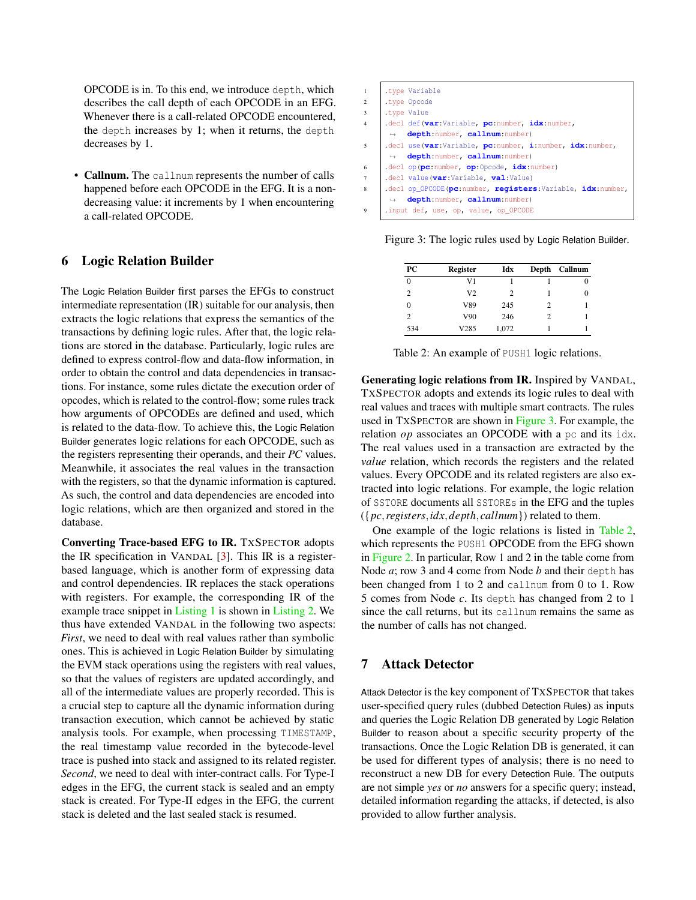OPCODE is in. To this end, we introduce `depth`, which describes the call depth of each OPCODE in an EFG. Whenever there is a call-related OPCODE encountered, the `depth` increases by 1; when it returns, the `depth` decreases by 1.

- **Callnum.** The `callnum` represents the number of calls happened before each OPCODE in the EFG. It is a non-decreasing value: it increments by 1 when encountering a call-related OPCODE.

## 6 Logic Relation Builder

The Logic Relation Builder first parses the EFGs to construct intermediate representation (IR) suitable for our analysis, then extracts the logic relations that express the semantics of the transactions by defining logic rules. After that, the logic relations are stored in the database. Particularly, logic rules are defined to express control-flow and data-flow information, in order to obtain the control and data dependencies in transactions. For instance, some rules dictate the execution order of opcodes, which is related to the control-flow; some rules track how arguments of OPCODEs are defined and used, which is related to the data-flow. To achieve this, the Logic Relation Builder generates logic relations for each OPCODE, such as the registers representing their operands, and their *PC* values. Meanwhile, it associates the real values in the transaction with the registers, so that the dynamic information is captured. As such, the control and data dependencies are encoded into logic relations, which are then organized and stored in the database.

**Converting Trace-based EFG to IR.** TxSpector adopts the IR specification in Vandal [3]. This IR is a register-based language, which is another form of expressing data and control dependencies. IR replaces the stack operations with registers. For example, the corresponding IR of the example trace snippet in Listing 1 is shown in Listing 2. We thus have extended Vandal in the following two aspects: *First*, we need to deal with real values rather than symbolic ones. This is achieved in Logic Relation Builder by simulating the EVM stack operations using the registers with real values, so that the values of registers are updated accordingly, and all of the intermediate values are properly recorded. This is a crucial step to capture all the dynamic information during transaction execution, which cannot be achieved by static analysis tools. For example, when processing `TIMESTAMP`, the real timestamp value recorded in the bytecode-level trace is pushed into stack and assigned to its related register. *Second*, we need to deal with inter-contract calls. For Type-I edges in the EFG, the current stack is sealed and an empty stack is created. For Type-II edges in the EFG, the current stack is deleted and the last sealed stack is resumed.

```
1 .type Variable
2 .type Opcode
3 .type Value
4 .decl def(var:Variable, pc:number, idx:number,
   ↪  depth:number, callnum:number)
5 .decl use(var:Variable, pc:number, i:number, idx:number,
   ↪  depth:number, callnum:number)
6 .decl op(pc:number, op:Opcode, idx:number)
7 .decl value(var:Variable, val:Value)
8 .decl op_OPCODE(pc:number, registers:Variable, idx:number,
   ↪  depth:number, callnum:number)
9 .input def, use, op, value, op_OPCODE
```

Figure 3: The logic rules used by Logic Relation Builder.

| PC | Register | Idx | Depth | Callnum |
|---|---|---|---|---|
| 0 | V1 | 1 | 1 | 0 |
| 2 | V2 | 2 | 1 | 0 |
| 0 | V89 | 245 | 2 | 1 |
| 2 | V90 | 246 | 2 | 1 |
| 534 | V285 | 1,072 | 1 | 1 |

Table 2: An example of `PUSH1` logic relations.

**Generating logic relations from IR.** Inspired by Vandal, TxSpector adopts and extends its logic rules to deal with real values and traces with multiple smart contracts. The rules used in TxSpector are shown in Figure 3. For example, the relation *op* associates an OPCODE with a `pc` and its `idx`. The real values used in a transaction are extracted by the *value* relation, which records the registers and the related values. Every OPCODE and its related registers are also extracted into logic relations. For example, the logic relation of `SSTORE` documents all `SSTORE`s in the EFG and the tuples $(\{pc, registers, idx, depth, callnum\})$ related to them.

One example of the logic relations is listed in Table 2, which represents the `PUSH1` OPCODE from the EFG shown in Figure 2. In particular, Row 1 and 2 in the table come from Node *a*; row 3 and 4 come from Node *b* and their `depth` has been changed from 1 to 2 and `callnum` from 0 to 1. Row 5 comes from Node *c*. Its `depth` has changed from 2 to 1 since the call returns, but its `callnum` remains the same as the number of calls has not changed.

## 7 Attack Detector

Attack Detector is the key component of TxSpector that takes user-specified query rules (dubbed Detection Rules) as inputs and queries the Logic Relation DB generated by Logic Relation Builder to reason about a specific security property of the transactions. Once the Logic Relation DB is generated, it can be used for different types of analysis; there is no need to reconstruct a new DB for every Detection Rule. The outputs are not simple *yes* or *no* answers for a specific query; instead, detailed information regarding the attacks, if detected, is also provided to allow further analysis.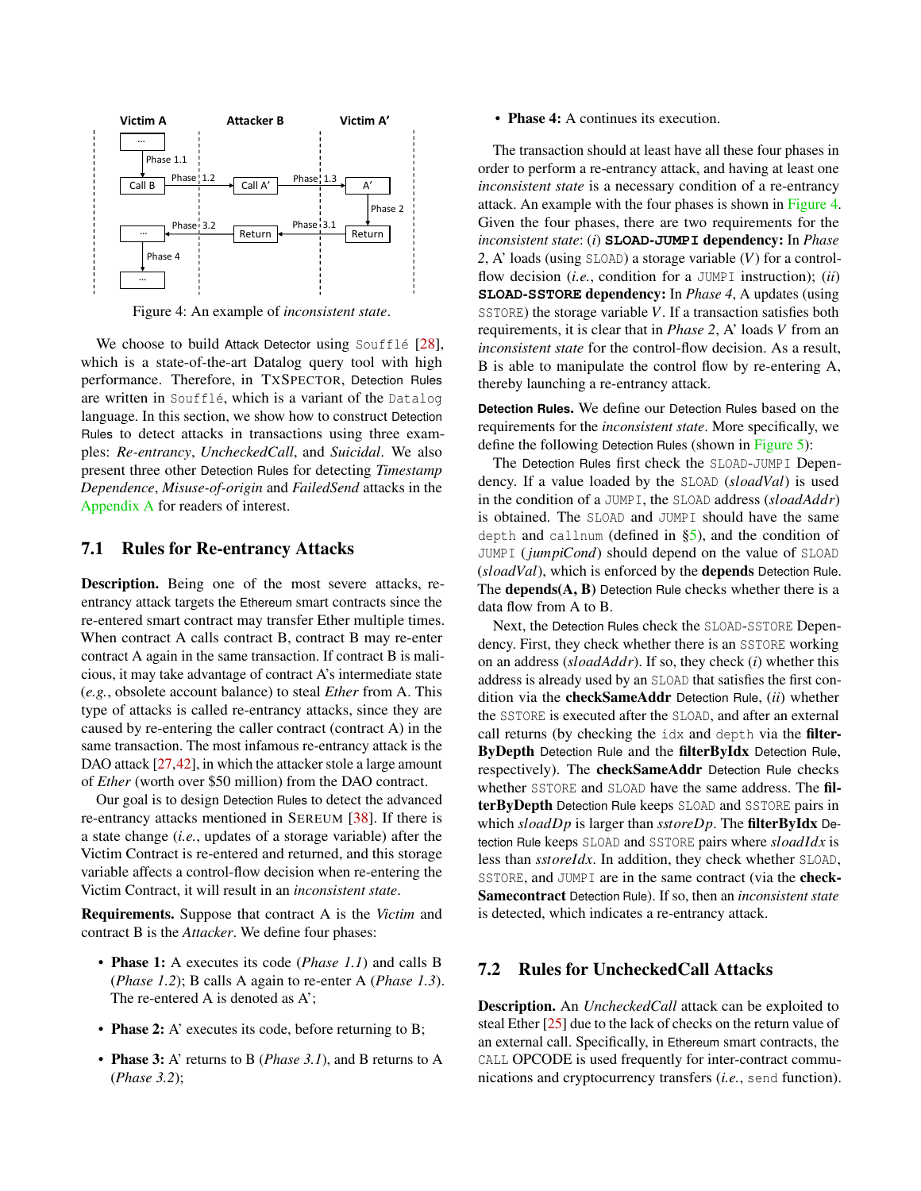Figure 4: An example of *inconsistent state*.

We choose to build Attack Detector using Soufflé [28], which is a state-of-the-art Datalog query tool with high performance. Therefore, in TXSPECTOR, Detection Rules are written in Soufflé, which is a variant of the Datalog language. In this section, we show how to construct Detection Rules to detect attacks in transactions using three examples: *Re-entrancy*, *UncheckedCall*, and *Suicidal*. We also present three other Detection Rules for detecting *Timestamp Dependence*, *Misuse-of-origin* and *FailedSend* attacks in the Appendix A for readers of interest.

## 7.1 Rules for Re-entrancy Attacks

**Description.** Being one of the most severe attacks, re-entrancy attack targets the Ethereum smart contracts since the re-entered smart contract may transfer Ether multiple times. When contract A calls contract B, contract B may re-enter contract A again in the same transaction. If contract B is malicious, it may take advantage of contract A's intermediate state (*e.g.*, obsolete account balance) to steal *Ether* from A. This type of attacks is called re-entrancy attacks, since they are caused by re-entering the caller contract (contract A) in the same transaction. The most infamous re-entrancy attack is the DAO attack [27,42], in which the attacker stole a large amount of *Ether* (worth over $50 million) from the DAO contract.

Our goal is to design Detection Rules to detect the advanced re-entrancy attacks mentioned in SEREUM [38]. If there is a state change (*i.e.*, updates of a storage variable) after the Victim Contract is re-entered and returned, and this storage variable affects a control-flow decision when re-entering the Victim Contract, it will result in an *inconsistent state*.

**Requirements.** Suppose that contract A is the *Victim* and contract B is the *Attacker*. We define four phases:

- **Phase 1:** A executes its code (*Phase 1.1*) and calls B (*Phase 1.2*); B calls A again to re-enter A (*Phase 1.3*). The re-entered A is denoted as A';
- **Phase 2:** A' executes its code, before returning to B;
- **Phase 3:** A' returns to B (*Phase 3.1*), and B returns to A (*Phase 3.2*);
- **Phase 4:** A continues its execution.

The transaction should at least have all these four phases in order to perform a re-entrancy attack, and having at least one *inconsistent state* is a necessary condition of a re-entrancy attack. An example with the four phases is shown in Figure 4. Given the four phases, there are two requirements for the *inconsistent state*: (*i*) **SLOAD-JUMPI dependency:** In *Phase 2*, A' loads (using SLOAD) a storage variable ($V$) for a control-flow decision (*i.e.*, condition for a JUMPI instruction); (*ii*) **SLOAD-SSTORE dependency:** In *Phase 4*, A updates (using SSTORE) the storage variable $V$. If a transaction satisfies both requirements, it is clear that in *Phase 2*, A' loads $V$ from an *inconsistent state* for the control-flow decision. As a result, B is able to manipulate the control flow by re-entering A, thereby launching a re-entrancy attack.

**Detection Rules.** We define our Detection Rules based on the requirements for the *inconsistent state*. More specifically, we define the following Detection Rules (shown in Figure 5):

The Detection Rules first check the SLOAD-JUMPI Dependency. If a value loaded by the SLOAD (*sloadVal*) is used in the condition of a JUMPI, the SLOAD address (*sloadAddr*) is obtained. The SLOAD and JUMPI should have the same depth and callnum (defined in §5), and the condition of JUMPI (*jumpiCond*) should depend on the value of SLOAD (*sloadVal*), which is enforced by the **depends** Detection Rule. The **depends(A, B)** Detection Rule checks whether there is a data flow from A to B.

Next, the Detection Rules check the SLOAD-SSTORE Dependency. First, they check whether there is an SSTORE working on an address (*sloadAddr*). If so, they check (*i*) whether this address is already used by an SLOAD that satisfies the first condition via the **checkSameAddr** Detection Rule, (*ii*) whether the SSTORE is executed after the SLOAD, and after an external call returns (by checking the idx and depth via the **filterByDepth** Detection Rule and the **filterByIdx** Detection Rule, respectively). The **checkSameAddr** Detection Rule checks whether SSTORE and SLOAD have the same address. The **filterByDepth** Detection Rule keeps SLOAD and SSTORE pairs in which *sloadDp* is larger than *sstoreDp*. The **filterByIdx** Detection Rule keeps SLOAD and SSTORE pairs where *sloadIdx* is less than *sstoreIdx*. In addition, they check whether SLOAD, SSTORE, and JUMPI are in the same contract (via the **checkSamecontract** Detection Rule). If so, then an *inconsistent state* is detected, which indicates a re-entrancy attack.

## 7.2 Rules for UncheckedCall Attacks

**Description.** An *UncheckedCall* attack can be exploited to steal Ether [25] due to the lack of checks on the return value of an external call. Specifically, in Ethereum smart contracts, the CALL OPCODE is used frequently for inter-contract communications and cryptocurrency transfers (*i.e.*, send function).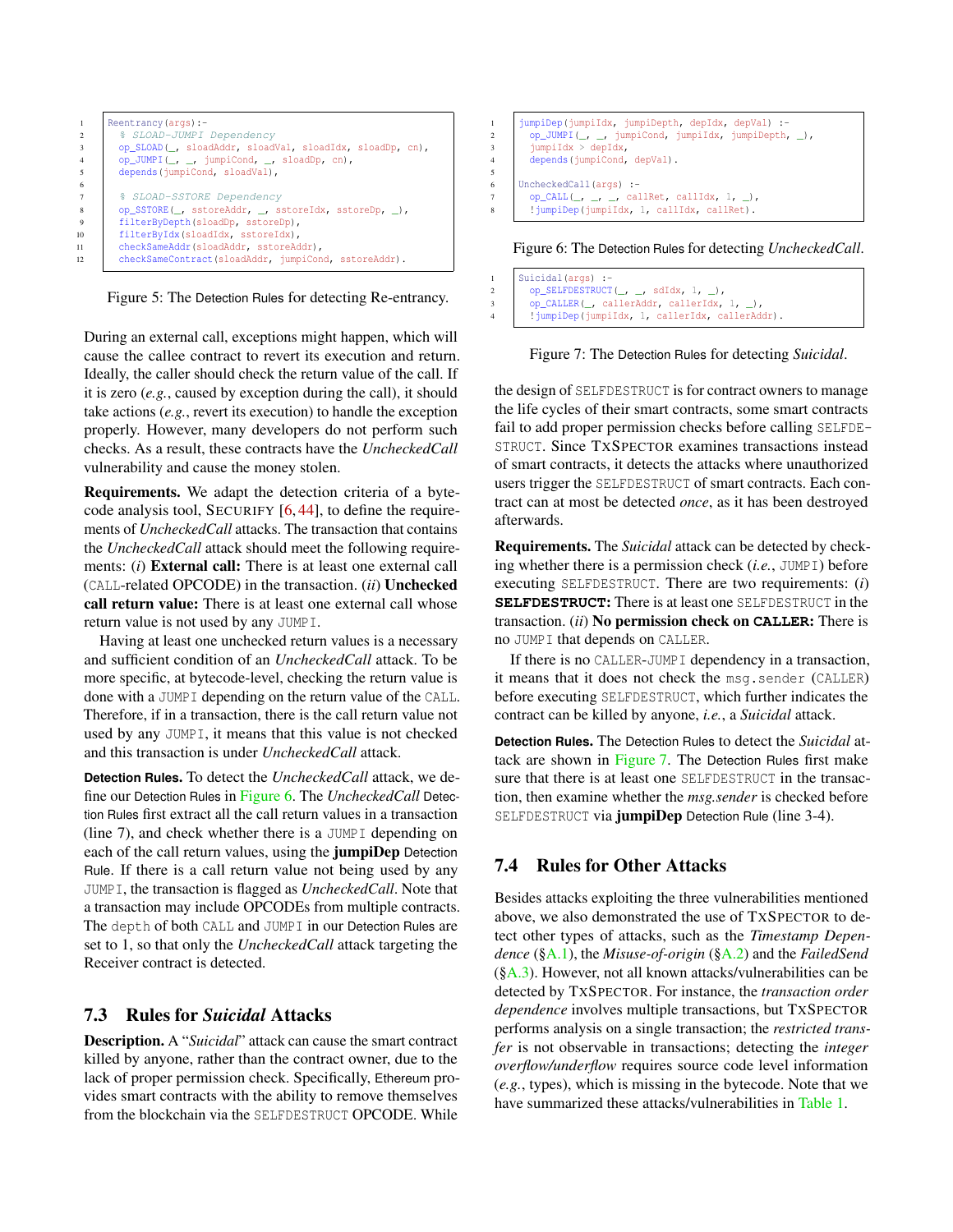```
Reentrancy(args):-
  % SLOAD-JUMPI Dependency
  op_SLOAD(_, sloadAddr, sloadVal, sloadIdx, sloadDp, cn),
  op_JUMPI(_, _, jumpiCond, _, sloadDp, cn),
  depends(jumpiCond, sloadVal),

  % SLOAD-SSTORE Dependency
  op_SSTORE(_, sstoreAddr, _, sstoreIdx, sstoreDp, _),
  filterByDepth(sloadDp, sstoreDp),
  filterByIdx(sloadIdx, sstoreIdx),
  checkSameAddr(sloadAddr, sstoreAddr),
  checkSameContract(sloadAddr, jumpiCond, sstoreAddr).
```

Figure 5: The Detection Rules for detecting Re-entrancy.

During an external call, exceptions might happen, which will cause the callee contract to revert its execution and return. Ideally, the caller should check the return value of the call. If it is zero (*e.g.*, caused by exception during the call), it should take actions (*e.g.*, revert its execution) to handle the exception properly. However, many developers do not perform such checks. As a result, these contracts have the *UncheckedCall* vulnerability and cause the money stolen.

**Requirements.** We adapt the detection criteria of a bytecode analysis tool, SECURIFY [6, 44], to define the requirements of *UncheckedCall* attacks. The transaction that contains the *UncheckedCall* attack should meet the following requirements: (*i*) **External call:** There is at least one external call (CALL-related OPCODE) in the transaction. (*ii*) **Unchecked call return value:** There is at least one external call whose return value is not used by any JUMPI.

Having at least one unchecked return values is a necessary and sufficient condition of an *UncheckedCall* attack. To be more specific, at bytecode-level, checking the return value is done with a JUMPI depending on the return value of the CALL. Therefore, if in a transaction, there is the call return value not used by any JUMPI, it means that this value is not checked and this transaction is under *UncheckedCall* attack.

**Detection Rules.** To detect the *UncheckedCall* attack, we define our Detection Rules in Figure 6. The *UncheckedCall* Detection Rules first extract all the call return values in a transaction (line 7), and check whether there is a JUMPI depending on each of the call return values, using the **jumpiDep** Detection Rule. If there is a call return value not being used by any JUMPI, the transaction is flagged as *UncheckedCall*. Note that a transaction may include OPCODEs from multiple contracts. The depth of both CALL and JUMPI in our Detection Rules are set to 1, so that only the *UncheckedCall* attack targeting the Receiver contract is detected.

## 7.3 Rules for *Suicidal* Attacks

**Description.** A "*Suicidal*" attack can cause the smart contract killed by anyone, rather than the contract owner, due to the lack of proper permission check. Specifically, Ethereum provides smart contracts with the ability to remove themselves from the blockchain via the SELFDESTRUCT OPCODE. While the design of SELFDESTRUCT is for contract owners to manage the life cycles of their smart contracts, some smart contracts fail to add proper permission checks before calling SELFDESTRUCT. Since TXSPECTOR examines transactions instead of smart contracts, it detects the attacks where unauthorized users trigger the SELFDESTRUCT of smart contracts. Each contract can at most be detected *once*, as it has been destroyed afterwards.

```
jumpiDep(jumpiIdx, jumpiDepth, depIdx, depVal) :-
  op_JUMPI(_, _, jumpiCond, jumpiIdx, jumpiDepth, _),
  jumpiIdx > depIdx,
  depends(jumpiCond, depVal).

UncheckedCall(args) :-
  op_CALL(_, _, _, callRet, callIdx, 1, _),
  !jumpiDep(jumpiIdx, 1, callIdx, callRet).
```

Figure 6: The Detection Rules for detecting *UncheckedCall*.

```
Suicidal(args) :-
  op_SELFDESTRUCT(_, _, sdIdx, 1, _),
  op_CALLER(_, callerAddr, callerIdx, 1, _),
  !jumpiDep(jumpiIdx, 1, callerIdx, callerAddr).
```

Figure 7: The Detection Rules for detecting *Suicidal*.

**Requirements.** The *Suicidal* attack can be detected by checking whether there is a permission check (*i.e.*, JUMPI) before executing SELFDESTRUCT. There are two requirements: (*i*) **SELFDESTRUCT:** There is at least one SELFDESTRUCT in the transaction. (*ii*) **No permission check on CALLER:** There is no JUMPI that depends on CALLER.

If there is no CALLER-JUMPI dependency in a transaction, it means that it does not check the msg.sender (CALLER) before executing SELFDESTRUCT, which further indicates the contract can be killed by anyone, *i.e.*, a *Suicidal* attack.

**Detection Rules.** The Detection Rules to detect the *Suicidal* attack are shown in Figure 7. The Detection Rules first make sure that there is at least one SELFDESTRUCT in the transaction, then examine whether the *msg.sender* is checked before SELFDESTRUCT via **jumpiDep** Detection Rule (line 3-4).

## 7.4 Rules for Other Attacks

Besides attacks exploiting the three vulnerabilities mentioned above, we also demonstrated the use of TXSPECTOR to detect other types of attacks, such as the *Timestamp Dependence* (§A.1), the *Misuse-of-origin* (§A.2) and the *FailedSend* (§A.3). However, not all known attacks/vulnerabilities can be detected by TXSPECTOR. For instance, the *transaction order dependence* involves multiple transactions, but TXSPECTOR performs analysis on a single transaction; the *restricted transfer* is not observable in transactions; detecting the *integer overflow/underflow* requires source code level information (*e.g.*, types), which is missing in the bytecode. Note that we have summarized these attacks/vulnerabilities in Table 1.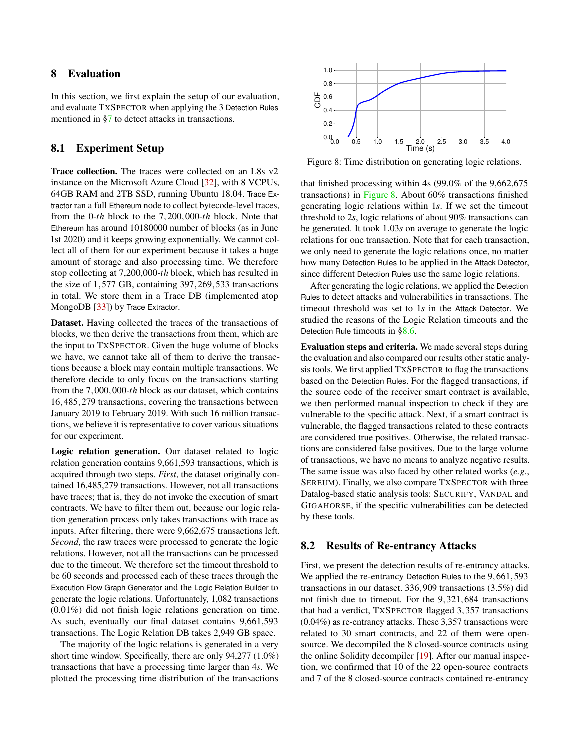## 8 Evaluation

In this section, we first explain the setup of our evaluation, and evaluate TxSpector when applying the 3 Detection Rules mentioned in §7 to detect attacks in transactions.

### 8.1 Experiment Setup

**Trace collection.** The traces were collected on an L8s v2 instance on the Microsoft Azure Cloud [32], with 8 VCPUs, 64GB RAM and 2TB SSD, running Ubuntu 18.04. Trace Extractor ran a full Ethereum node to collect bytecode-level traces, from the 0-*th* block to the 7,200,000-*th* block. Note that Ethereum has around 10180000 number of blocks (as in June 1st 2020) and it keeps growing exponentially. We cannot collect all of them for our experiment because it takes a huge amount of storage and also processing time. We therefore stop collecting at 7,200,000-*th* block, which has resulted in the size of 1,577 GB, containing 397,269,533 transactions in total. We store them in a Trace DB (implemented atop MongoDB [33]) by Trace Extractor.

**Dataset.** Having collected the traces of the transactions of blocks, we then derive the transactions from them, which are the input to TxSpector. Given the huge volume of blocks we have, we cannot take all of them to derive the transactions because a block may contain multiple transactions. We therefore decide to only focus on the transactions starting from the 7,000,000-*th* block as our dataset, which contains 16,485,279 transactions, covering the transactions between January 2019 to February 2019. With such 16 million transactions, we believe it is representative to cover various situations for our experiment.

**Logic relation generation.** Our dataset related to logic relation generation contains 9,661,593 transactions, which is acquired through two steps. *First*, the dataset originally contained 16,485,279 transactions. However, not all transactions have traces; that is, they do not invoke the execution of smart contracts. We have to filter them out, because our logic relation generation process only takes transactions with trace as inputs. After filtering, there were 9,662,675 transactions left. *Second*, the raw traces were processed to generate the logic relations. However, not all the transactions can be processed due to the timeout. We therefore set the timeout threshold to be 60 seconds and processed each of these traces through the Execution Flow Graph Generator and the Logic Relation Builder to generate the logic relations. Unfortunately, 1,082 transactions (0.01%) did not finish logic relations generation on time. As such, eventually our final dataset contains 9,661,593 transactions. The Logic Relation DB takes 2,949 GB space.

The majority of the logic relations is generated in a very short time window. Specifically, there are only 94,277 (1.0%) transactions that have a processing time larger than 4*s*. We plotted the processing time distribution of the transactions that finished processing within 4s (99.0% of the 9,662,675 transactions) in Figure 8. About 60% transactions finished generating logic relations within 1*s*. If we set the timeout threshold to 2*s*, logic relations of about 90% transactions can be generated. It took 1.03*s* on average to generate the logic relations for one transaction. Note that for each transaction, we only need to generate the logic relations once, no matter how many Detection Rules to be applied in the Attack Detector, since different Detection Rules use the same logic relations.

CDF
1.0
0.8
0.6
0.4
0.2
0.0
0.0 0.5 1.0 1.5 2.0 2.5 3.0 3.5 4.0
Time (s)

Figure 8: Time distribution on generating logic relations.

After generating the logic relations, we applied the Detection Rules to detect attacks and vulnerabilities in transactions. The timeout threshold was set to 1*s* in the Attack Detector. We studied the reasons of the Logic Relation timeouts and the Detection Rule timeouts in §8.6.

**Evaluation steps and criteria.** We made several steps during the evaluation and also compared our results other static analysis tools. We first applied TxSpector to flag the transactions based on the Detection Rules. For the flagged transactions, if the source code of the receiver smart contract is available, we then performed manual inspection to check if they are vulnerable to the specific attack. Next, if a smart contract is vulnerable, the flagged transactions related to these contracts are considered true positives. Otherwise, the related transactions are considered false positives. Due to the large volume of transactions, we have no means to analyze negative results. The same issue was also faced by other related works (*e.g.*, Sereum). Finally, we also compare TxSpector with three Datalog-based static analysis tools: Securify, Vandal and Gigahorse, if the specific vulnerabilities can be detected by these tools.

### 8.2 Results of Re-entrancy Attacks

First, we present the detection results of re-entrancy attacks. We applied the re-entrancy Detection Rules to the 9,661,593 transactions in our dataset. 336,909 transactions (3.5%) did not finish due to timeout. For the 9,321,684 transactions that had a verdict, TxSpector flagged 3,357 transactions (0.04%) as re-entrancy attacks. These 3,357 transactions were related to 30 smart contracts, and 22 of them were open-source. We decompiled the 8 closed-source contracts using the online Solidity decompiler [19]. After our manual inspection, we confirmed that 10 of the 22 open-source contracts and 7 of the 8 closed-source contracts contained re-entrancy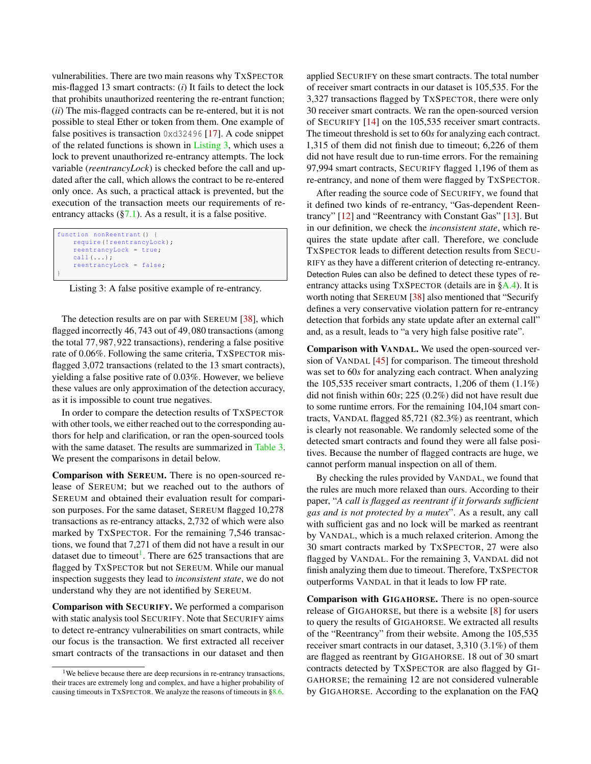vulnerabilities. There are two main reasons why TxSpector mis-flagged 13 smart contracts: (*i*) It fails to detect the lock that prohibits unauthorized reentering the re-entrant function; (*ii*) The mis-flagged contracts can be re-entered, but it is not possible to steal Ether or token from them. One example of false positives is transaction 0xd32496 [17]. A code snippet of the related functions is shown in Listing 3, which uses a lock to prevent unauthorized re-entrancy attempts. The lock variable (*reentrancyLock*) is checked before the call and updated after the call, which allows the contract to be re-entered only once. As such, a practical attack is prevented, but the execution of the transaction meets our requirements of re-entrancy attacks (§7.1). As a result, it is a false positive.

```
function nonReentrant() {
    require(!reentrancyLock);
    reentrancyLock = true;
    call(...);
    reentrancyLock = false;
}
```

Listing 3: A false positive example of re-entrancy.

The detection results are on par with Sereum [38], which flagged incorrectly 46,743 out of 49,080 transactions (among the total 77,987,922 transactions), rendering a false positive rate of 0.06%. Following the same criteria, TxSpector mis-flagged 3,072 transactions (related to the 13 smart contracts), yielding a false positive rate of 0.03%. However, we believe these values are only approximation of the detection accuracy, as it is impossible to count true negatives.

In order to compare the detection results of TxSpector with other tools, we either reached out to the corresponding authors for help and clarification, or ran the open-sourced tools with the same dataset. The results are summarized in Table 3. We present the comparisons in detail below.

**Comparison with Sereum.** There is no open-sourced release of Sereum; but we reached out to the authors of Sereum and obtained their evaluation result for comparison purposes. For the same dataset, Sereum flagged 10,278 transactions as re-entrancy attacks, 2,732 of which were also marked by TxSpector. For the remaining 7,546 transactions, we found that 7,271 of them did not have a result in our dataset due to timeout[1]. There are 625 transactions that are flagged by TxSpector but not Sereum. While our manual inspection suggests they lead to *inconsistent state*, we do not understand why they are not identified by Sereum.

**Comparison with Securify.** We performed a comparison with static analysis tool Securify. Note that Securify aims to detect re-entrancy vulnerabilities on smart contracts, while our focus is the transaction. We first extracted all receiver smart contracts of the transactions in our dataset and then applied Securify on these smart contracts. The total number of receiver smart contracts in our dataset is 105,535. For the 3,327 transactions flagged by TxSpector, there were only 30 receiver smart contracts. We ran the open-sourced version of Securify [14] on the 105,535 receiver smart contracts. The timeout threshold is set to 60*s* for analyzing each contract. 1,315 of them did not finish due to timeout; 6,226 of them did not have result due to run-time errors. For the remaining 97,994 smart contracts, Securify flagged 1,196 of them as re-entrancy, and none of them were flagged by TxSpector.

After reading the source code of Securify, we found that it defined two kinds of re-entrancy, "Gas-dependent Reentrancy" [12] and "Reentrancy with Constant Gas" [13]. But in our definition, we check the *inconsistent state*, which requires the state update after call. Therefore, we conclude TxSpector leads to different detection results from Securify as they have a different criterion of detecting re-entrancy. Detection Rules can also be defined to detect these types of re-entrancy attacks using TxSpector (details are in §A.4). It is worth noting that Sereum [38] also mentioned that "Securify defines a very conservative violation pattern for re-entrancy detection that forbids any state update after an external call" and, as a result, leads to "a very high false positive rate".

**Comparison with Vandal.** We used the open-sourced version of Vandal [45] for comparison. The timeout threshold was set to 60*s* for analyzing each contract. When analyzing the 105,535 receiver smart contracts, 1,206 of them (1.1%) did not finish within 60*s*; 225 (0.2%) did not have result due to some runtime errors. For the remaining 104,104 smart contracts, Vandal flagged 85,721 (82.3%) as reentrant, which is clearly not reasonable. We randomly selected some of the detected smart contracts and found they were all false positives. Because the number of flagged contracts are huge, we cannot perform manual inspection on all of them.

By checking the rules provided by Vandal, we found that the rules are much more relaxed than ours. According to their paper, "*A call is flagged as reentrant if it forwards sufficient gas and is not protected by a mutex*". As a result, any call with sufficient gas and no lock will be marked as reentrant by Vandal, which is a much relaxed criterion. Among the 30 smart contracts marked by TxSpector, 27 were also flagged by Vandal. For the remaining 3, Vandal did not finish analyzing them due to timeout. Therefore, TxSpector outperforms Vandal in that it leads to low FP rate.

**Comparison with Gigahorse.** There is no open-source release of Gigahorse, but there is a website [8] for users to query the results of Gigahorse. We extracted all results of the "Reentrancy" from their website. Among the 105,535 receiver smart contracts in our dataset, 3,310 (3.1%) of them are flagged as reentrant by Gigahorse. 18 out of 30 smart contracts detected by TxSpector are also flagged by Gigahorse; the remaining 12 are not considered vulnerable by Gigahorse. According to the explanation on the FAQ

[1] We believe because there are deep recursions in re-entrancy transactions, their traces are extremely long and complex, and have a higher probability of causing timeouts in TxSpector. We analyze the reasons of timeouts in §8.6.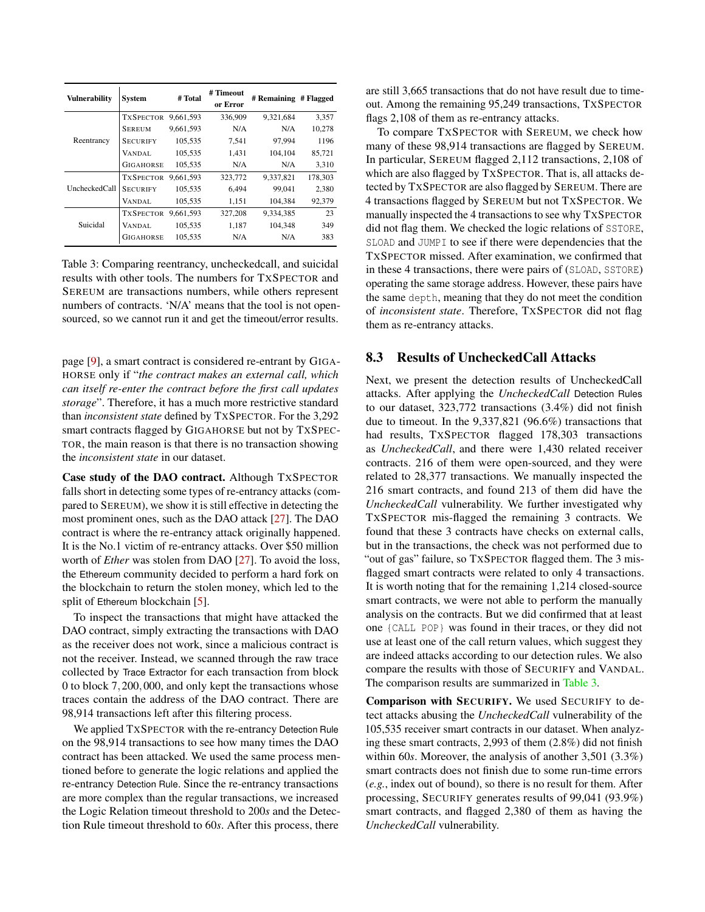| Vulnerability | System | # Total | # Timeout or Error | # Remaining | # Flagged |
|---|---|---|---|---|---|
| Reentrancy | TxSpector | 9,661,593 | 336,909 | 9,321,684 | 3,357 |
| | Sereum | 9,661,593 | N/A | N/A | 10,278 |
| | Securify | 105,535 | 7,541 | 97,994 | 1196 |
| | Vandal | 105,535 | 1,431 | 104,104 | 85,721 |
| | Gigahorse | 105,535 | N/A | N/A | 3,310 |
| UncheckedCall | TxSpector | 9,661,593 | 323,772 | 9,337,821 | 178,303 |
| | Securify | 105,535 | 6,494 | 99,041 | 2,380 |
| | Vandal | 105,535 | 1,151 | 104,384 | 92,379 |
| Suicidal | TxSpector | 9,661,593 | 327,208 | 9,334,385 | 23 |
| | Vandal | 105,535 | 1,187 | 104,348 | 349 |
| | Gigahorse | 105,535 | N/A | N/A | 383 |

Table 3: Comparing reentrancy, uncheckedcall, and suicidal results with other tools. The numbers for TxSpector and Sereum are transactions numbers, while others represent numbers of contracts. 'N/A' means that the tool is not open-sourced, so we cannot run it and get the timeout/error results.

page [9], a smart contract is considered re-entrant by Gigahorse only if "*the contract makes an external call, which can itself re-enter the contract before the first call updates storage*". Therefore, it has a much more restrictive standard than *inconsistent state* defined by TxSpector. For the 3,292 smart contracts flagged by Gigahorse but not by TxSpector, the main reason is that there is no transaction showing the *inconsistent state* in our dataset.

**Case study of the DAO contract.** Although TxSpector falls short in detecting some types of re-entrancy attacks (compared to Sereum), we show it is still effective in detecting the most prominent ones, such as the DAO attack [27]. The DAO contract is where the re-entrancy attack originally happened. It is the No.1 victim of re-entrancy attacks. Over $50 million worth of *Ether* was stolen from DAO [27]. To avoid the loss, the Ethereum community decided to perform a hard fork on the blockchain to return the stolen money, which led to the split of Ethereum blockchain [5].

To inspect the transactions that might have attacked the DAO contract, simply extracting the transactions with DAO as the receiver does not work, since a malicious contract is not the receiver. Instead, we scanned through the raw trace collected by Trace Extractor for each transaction from block 0 to block $7,200,000$, and only kept the transactions whose traces contain the address of the DAO contract. There are 98,914 transactions left after this filtering process.

We applied TxSpector with the re-entrancy Detection Rule on the 98,914 transactions to see how many times the DAO contract has been attacked. We used the same process mentioned before to generate the logic relations and applied the re-entrancy Detection Rule. Since the re-entrancy transactions are more complex than the regular transactions, we increased the Logic Relation timeout threshold to 200*s* and the Detection Rule timeout threshold to 60*s*. After this process, there are still 3,665 transactions that do not have result due to timeout. Among the remaining 95,249 transactions, TxSpector flags 2,108 of them as re-entrancy attacks.

To compare TxSpector with Sereum, we check how many of these 98,914 transactions are flagged by Sereum. In particular, Sereum flagged 2,112 transactions, 2,108 of which are also flagged by TxSpector. That is, all attacks detected by TxSpector are also flagged by Sereum. There are 4 transactions flagged by Sereum but not TxSpector. We manually inspected the 4 transactions to see why TxSpector did not flag them. We checked the logic relations of `SSTORE`, `SLOAD` and `JUMPI` to see if there were dependencies that the TxSpector missed. After examination, we confirmed that in these 4 transactions, there were pairs of (`SLOAD`, `SSTORE`) operating the same storage address. However, these pairs have the same `depth`, meaning that they do not meet the condition of *inconsistent state*. Therefore, TxSpector did not flag them as re-entrancy attacks.

## 8.3 Results of UncheckedCall Attacks

Next, we present the detection results of UncheckedCall attacks. After applying the *UncheckedCall* Detection Rules to our dataset, 323,772 transactions (3.4%) did not finish due to timeout. In the 9,337,821 (96.6%) transactions that had results, TxSpector flagged 178,303 transactions as *UncheckedCall*, and there were 1,430 related receiver contracts. 216 of them were open-sourced, and they were related to 28,377 transactions. We manually inspected the 216 smart contracts, and found 213 of them did have the *UncheckedCall* vulnerability. We further investigated why TxSpector mis-flagged the remaining 3 contracts. We found that these 3 contracts have checks on external calls, but in the transactions, the check was not performed due to "out of gas" failure, so TxSpector flagged them. The 3 mis-flagged smart contracts were related to only 4 transactions. It is worth noting that for the remaining 1,214 closed-source smart contracts, we were not able to perform the manually analysis on the contracts. But we did confirmed that at least one `{CALL POP}` was found in their traces, or they did not use at least one of the call return values, which suggest they are indeed attacks according to our detection rules. We also compare the results with those of Securify and Vandal. The comparison results are summarized in Table 3.

**Comparison with Securify.** We used Securify to detect attacks abusing the *UncheckedCall* vulnerability of the 105,535 receiver smart contracts in our dataset. When analyzing these smart contracts, 2,993 of them (2.8%) did not finish within 60*s*. Moreover, the analysis of another 3,501 (3.3%) smart contracts does not finish due to some run-time errors (*e.g.*, index out of bound), so there is no result for them. After processing, Securify generates results of 99,041 (93.9%) smart contracts, and flagged 2,380 of them as having the *UncheckedCall* vulnerability.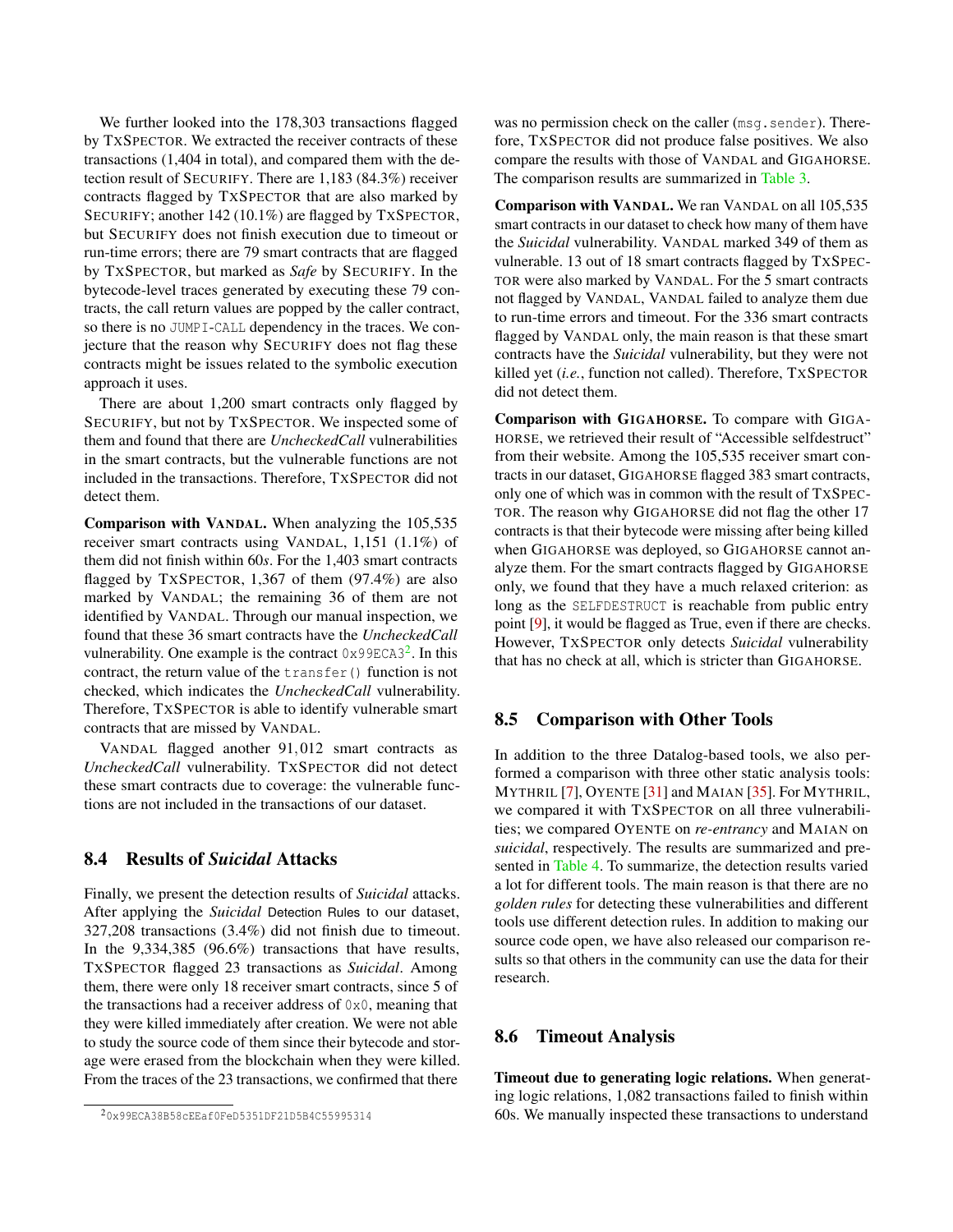We further looked into the 178,303 transactions flagged by TxSpector. We extracted the receiver contracts of these transactions (1,404 in total), and compared them with the detection result of Securify. There are 1,183 (84.3%) receiver contracts flagged by TxSpector that are also marked by Securify; another 142 (10.1%) are flagged by TxSpector, but Securify does not finish execution due to timeout or run-time errors; there are 79 smart contracts that are flagged by TxSpector, but marked as *Safe* by Securify. In the bytecode-level traces generated by executing these 79 contracts, the call return values are popped by the caller contract, so there is no `JUMPI-CALL` dependency in the traces. We conjecture that the reason why Securify does not flag these contracts might be issues related to the symbolic execution approach it uses.

There are about 1,200 smart contracts only flagged by Securify, but not by TxSpector. We inspected some of them and found that there are *UncheckedCall* vulnerabilities in the smart contracts, but the vulnerable functions are not included in the transactions. Therefore, TxSpector did not detect them.

**Comparison with Vandal.** When analyzing the 105,535 receiver smart contracts using Vandal, 1,151 (1.1%) of them did not finish within 60*s*. For the 1,403 smart contracts flagged by TxSpector, 1,367 of them (97.4%) are also marked by Vandal; the remaining 36 of them are not identified by Vandal. Through our manual inspection, we found that these 36 smart contracts have the *UncheckedCall* vulnerability. One example is the contract `0x99ECA3`[2]. In this contract, the return value of the `transfer()` function is not checked, which indicates the *UncheckedCall* vulnerability. Therefore, TxSpector is able to identify vulnerable smart contracts that are missed by Vandal.

Vandal flagged another $91,012$ smart contracts as *UncheckedCall* vulnerability. TxSpector did not detect these smart contracts due to coverage: the vulnerable functions are not included in the transactions of our dataset.

## 8.4 Results of *Suicidal* Attacks

Finally, we present the detection results of *Suicidal* attacks. After applying the *Suicidal* Detection Rules to our dataset, 327,208 transactions (3.4%) did not finish due to timeout. In the 9,334,385 (96.6%) transactions that have results, TxSpector flagged 23 transactions as *Suicidal*. Among them, there were only 18 receiver smart contracts, since 5 of the transactions had a receiver address of `0x0`, meaning that they were killed immediately after creation. We were not able to study the source code of them since their bytecode and storage were erased from the blockchain when they were killed. From the traces of the 23 transactions, we confirmed that there was no permission check on the caller (`msg.sender`). Therefore, TxSpector did not produce false positives. We also compare the results with those of Vandal and Gigahorse. The comparison results are summarized in Table 3.

**Comparison with Vandal.** We ran Vandal on all 105,535 smart contracts in our dataset to check how many of them have the *Suicidal* vulnerability. Vandal marked 349 of them as vulnerable. 13 out of 18 smart contracts flagged by TxSpector were also marked by Vandal. For the 5 smart contracts not flagged by Vandal, Vandal failed to analyze them due to run-time errors and timeout. For the 336 smart contracts flagged by Vandal only, the main reason is that these smart contracts have the *Suicidal* vulnerability, but they were not killed yet (*i.e.*, function not called). Therefore, TxSpector did not detect them.

**Comparison with Gigahorse.** To compare with Gigahorse, we retrieved their result of "Accessible selfdestruct" from their website. Among the 105,535 receiver smart contracts in our dataset, Gigahorse flagged 383 smart contracts, only one of which was in common with the result of TxSpector. The reason why Gigahorse did not flag the other 17 contracts is that their bytecode were missing after being killed when Gigahorse was deployed, so Gigahorse cannot analyze them. For the smart contracts flagged by Gigahorse only, we found that they have a much relaxed criterion: as long as the `SELFDESTRUCT` is reachable from public entry point [9], it would be flagged as True, even if there are checks. However, TxSpector only detects *Suicidal* vulnerability that has no check at all, which is stricter than Gigahorse.

## 8.5 Comparison with Other Tools

In addition to the three Datalog-based tools, we also performed a comparison with three other static analysis tools: Mythril [7], Oyente [31] and Maian [35]. For Mythril, we compared it with TxSpector on all three vulnerabilities; we compared Oyente on *re-entrancy* and Maian on *suicidal*, respectively. The results are summarized and presented in Table 4. To summarize, the detection results varied a lot for different tools. The main reason is that there are no *golden rules* for detecting these vulnerabilities and different tools use different detection rules. In addition to making our source code open, we have also released our comparison results so that others in the community can use the data for their research.

## 8.6 Timeout Analysis

**Timeout due to generating logic relations.** When generating logic relations, 1,082 transactions failed to finish within 60s. We manually inspected these transactions to understand

[2] `0x99ECA38B58cEEaf0FeD5351DF21D5B4C55995314`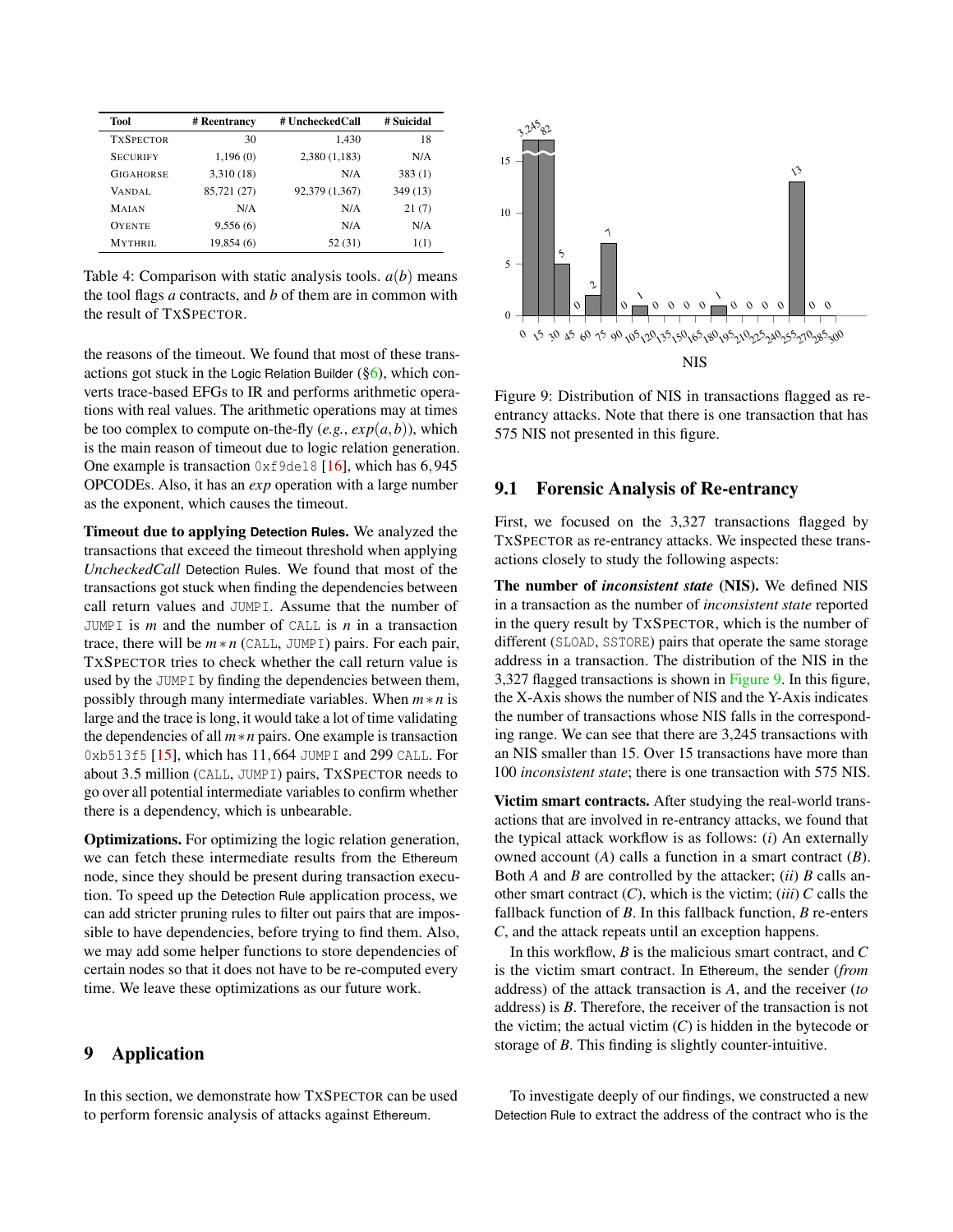| Tool | # Reentrancy | # UncheckedCall | # Suicidal |
|---|---|---|---|
| TxSpector | 30 | 1,430 | 18 |
| Securify | 1,196 (0) | 2,380 (1,183) | N/A |
| Gigahorse | 3,310 (18) | N/A | 383 (1) |
| Vandal | 85,721 (27) | 92,379 (1,367) | 349 (13) |
| Maian | N/A | N/A | 21 (7) |
| Oyente | 9,556 (6) | N/A | N/A |
| Mythril | 19,854 (6) | 52 (31) | 1(1) |

Table 4: Comparison with static analysis tools. $a(b)$ means the tool flags $a$ contracts, and $b$ of them are in common with the result of TxSpector.

the reasons of the timeout. We found that most of these transactions got stuck in the Logic Relation Builder (§6), which converts trace-based EFGs to IR and performs arithmetic operations with real values. The arithmetic operations may at times be too complex to compute on-the-fly (*e.g.*, $exp(a,b)$), which is the main reason of timeout due to logic relation generation. One example is transaction `0xf9de18` [16], which has 6,945 OPCODEs. Also, it has an *exp* operation with a large number as the exponent, which causes the timeout.

**Timeout due to applying Detection Rules.** We analyzed the transactions that exceed the timeout threshold when applying *UncheckedCall* Detection Rules. We found that most of the transactions got stuck when finding the dependencies between call return values and `JUMPI`. Assume that the number of `JUMPI` is $m$ and the number of `CALL` is $n$ in a transaction trace, there will be $m*n$ (`CALL`, `JUMPI`) pairs. For each pair, TxSpector tries to check whether the call return value is used by the `JUMPI` by finding the dependencies between them, possibly through many intermediate variables. When $m*n$ is large and the trace is long, it would take a lot of time validating the dependencies of all $m*n$ pairs. One example is transaction `0xb513f5` [15], which has 11,664 `JUMPI` and 299 `CALL`. For about 3.5 million (`CALL`, `JUMPI`) pairs, TxSpector needs to go over all potential intermediate variables to confirm whether there is a dependency, which is unbearable.

**Optimizations.** For optimizing the logic relation generation, we can fetch these intermediate results from the Ethereum node, since they should be present during transaction execution. To speed up the Detection Rule application process, we can add stricter pruning rules to filter out pairs that are impossible to have dependencies, before trying to find them. Also, we may add some helper functions to store dependencies of certain nodes so that it does not have to be re-computed every time. We leave these optimizations as our future work.

# 9 Application

In this section, we demonstrate how TxSpector can be used to perform forensic analysis of attacks against Ethereum.

3,245
82
15
10
5
0
5
0
2
7
0
1
0 0 0 0
1
0 0 0 0
13
0 0
0 15 30 45 60 75 90 105 120 135 150 165 180 195 210 225 240 255 270 285 300
NIS

Figure 9: Distribution of NIS in transactions flagged as re-entrancy attacks. Note that there is one transaction that has 575 NIS not presented in this figure.

## 9.1 Forensic Analysis of Re-entrancy

First, we focused on the 3,327 transactions flagged by TxSpector as re-entrancy attacks. We inspected these transactions closely to study the following aspects:

**The number of *inconsistent state* (NIS).** We defined NIS in a transaction as the number of *inconsistent state* reported in the query result by TxSpector, which is the number of different (`SLOAD`, `SSTORE`) pairs that operate the same storage address in a transaction. The distribution of the NIS in the 3,327 flagged transactions is shown in Figure 9. In this figure, the X-Axis shows the number of NIS and the Y-Axis indicates the number of transactions whose NIS falls in the corresponding range. We can see that there are 3,245 transactions with an NIS smaller than 15. Over 15 transactions have more than 100 *inconsistent state*; there is one transaction with 575 NIS.

**Victim smart contracts.** After studying the real-world transactions that are involved in re-entrancy attacks, we found that the typical attack workflow is as follows: (*i*) An externally owned account ($A$) calls a function in a smart contract ($B$). Both $A$ and $B$ are controlled by the attacker; (*ii*) $B$ calls another smart contract ($C$), which is the victim; (*iii*) $C$ calls the fallback function of $B$. In this fallback function, $B$ re-enters $C$, and the attack repeats until an exception happens.

In this workflow, $B$ is the malicious smart contract, and $C$ is the victim smart contract. In Ethereum, the sender (*from* address) of the attack transaction is $A$, and the receiver (*to* address) is $B$. Therefore, the receiver of the transaction is not the victim; the actual victim ($C$) is hidden in the bytecode or storage of $B$. This finding is slightly counter-intuitive.

To investigate deeply of our findings, we constructed a new Detection Rule to extract the address of the contract who is the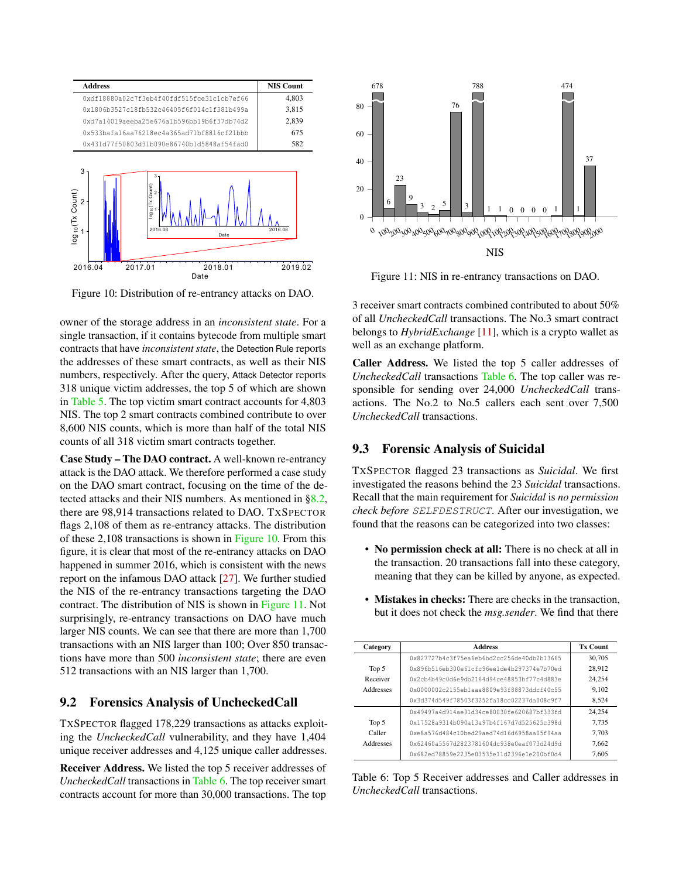| Address | NIS Count |
|---|---|
| 0xdf18880a02c7f3eb4f40fdf515fce31c1cb7ef66 | 4,803 |
| 0x1806b3527c18fb532c46405f6f014c1f381b499a | 3,815 |
| 0xd7a14019aeeba25e676a1b596bb19b6f37db74d2 | 2,839 |
| 0x533bafa16aa76218ec4a365ad71bf8816cf21bbb | 675 |
| 0x431d77f50803d31b090e86740b1d5848af54fad0 | 582 |

Figure 10: Distribution of re-entrancy attacks on DAO.

owner of the storage address in an *inconsistent state*. For a single transaction, if it contains bytecode from multiple smart contracts that have *inconsistent state*, the Detection Rule reports the addresses of these smart contracts, as well as their NIS numbers, respectively. After the query, Attack Detector reports 318 unique victim addresses, the top 5 of which are shown in Table 5. The top victim smart contract accounts for 4,803 NIS. The top 2 smart contracts combined contribute to over 8,600 NIS counts, which is more than half of the total NIS counts of all 318 victim smart contracts together.

**Case Study – The DAO contract.** A well-known re-entrancy attack is the DAO attack. We therefore performed a case study on the DAO smart contract, focusing on the time of the detected attacks and their NIS numbers. As mentioned in §8.2, there are 98,914 transactions related to DAO. TXSPECTOR flags 2,108 of them as re-entrancy attacks. The distribution of these 2,108 transactions is shown in Figure 10. From this figure, it is clear that most of the re-entrancy attacks on DAO happened in summer 2016, which is consistent with the news report on the infamous DAO attack [27]. We further studied the NIS of the re-entrancy transactions targeting the DAO contract. The distribution of NIS is shown in Figure 11. Not surprisingly, re-entrancy transactions on DAO have much larger NIS counts. We can see that there are more than 1,700 transactions with an NIS larger than 100; Over 850 transactions have more than 500 *inconsistent state*; there are even 512 transactions with an NIS larger than 1,700.

## 9.2 Forensics Analysis of UncheckedCall

TXSPECTOR flagged 178,229 transactions as attacks exploiting the *UncheckedCall* vulnerability, and they have 1,404 unique receiver addresses and 4,125 unique caller addresses.

**Receiver Address.** We listed the top 5 receiver addresses of *UncheckedCall* transactions in Table 6. The top receiver smart contracts account for more than 30,000 transactions. The top

Figure 11: NIS in re-entrancy transactions on DAO.

3 receiver smart contracts combined contributed to about 50% of all *UncheckedCall* transactions. The No.3 smart contract belongs to *HybridExchange* [11], which is a crypto wallet as well as an exchange platform.

**Caller Address.** We listed the top 5 caller addresses of *UncheckedCall* transactions Table 6. The top caller was responsible for sending over 24,000 *UncheckedCall* transactions. The No.2 to No.5 callers each sent over 7,500 *UncheckedCall* transactions.

## 9.3 Forensic Analysis of Suicidal

TXSPECTOR flagged 23 transactions as *Suicidal*. We first investigated the reasons behind the 23 *Suicidal* transactions. Recall that the main requirement for *Suicidal* is *no permission check before* `SELFDESTRUCT`. After our investigation, we found that the reasons can be categorized into two classes:

- **No permission check at all:** There is no check at all in the transaction. 20 transactions fall into these category, meaning that they can be killed by anyone, as expected.
- **Mistakes in checks:** There are checks in the transaction, but it does not check the *msg.sender*. We find that there

| Category | Address | Tx Count |
|---|---|---|
| Top 5 Receiver Addresses | 0x827727b4c3f75ea6eb6bd2cc256de40db2b13665 | 30,705 |
| | 0x896b516eb300e61cfc96ee1de4b297374e7b70ed | 28,912 |
| | 0x2cb4b49c0d6e9db2164d94ce48853bf77c4d883e | 24,254 |
| | 0x0000002c2155eb1aaa8809e93f88873ddcf40c55 | 9,102 |
| | 0x3d374d549f78503f3252fa18cc02237da008c9f7 | 8,524 |
| Top 5 Caller Addresses | 0x49497a4d914ae91d34ce80030fe620687bf333fd | 24,254 |
| | 0x17528a9314b090a13a97b4f167d7d525625c398d | 7,735 |
| | 0xe8a576d484c10bed29aed74d16d6958aa05f94aa | 7,703 |
| | 0x62460a5567d2823781604dc938e0eaf073d24d9d | 7,662 |
| | 0x682ed78859e2235e03535e11d2396e1e200bf0d4 | 7,605 |

Table 6: Top 5 Receiver addresses and Caller addresses in *UncheckedCall* transactions.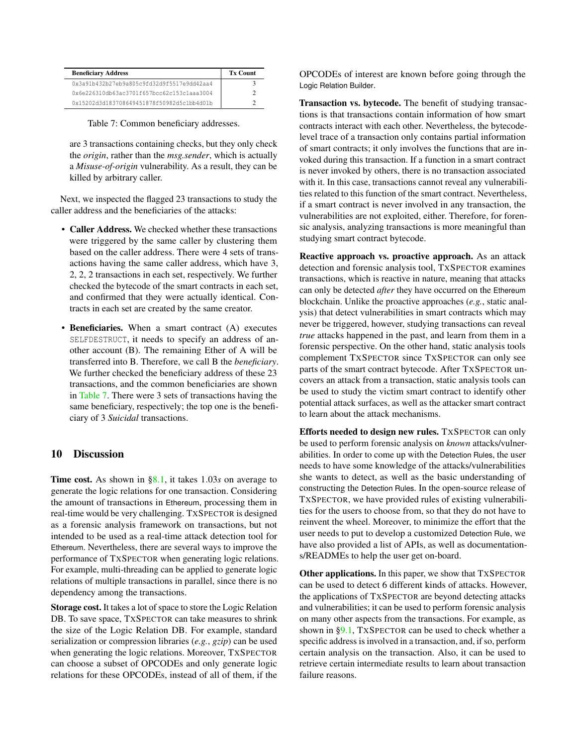| Beneficiary Address | Tx Count |
|---|---|
| 0x3a91b432b27eb9a805c9fd32d9f5517e9dd42aa4 | 3 |
| 0x6e226310db63ac3701f657bcc62c153c1aaa3004 | 2 |
| 0x15202d3d183708649451878f50982d5c1bb4d01b | 2 |

Table 7: Common beneficiary addresses.

are 3 transactions containing checks, but they only check the *origin*, rather than the *msg.sender*, which is actually a *Misuse-of-origin* vulnerability. As a result, they can be killed by arbitrary caller.

Next, we inspected the flagged 23 transactions to study the caller address and the beneficiaries of the attacks:

- **Caller Address.** We checked whether these transactions were triggered by the same caller by clustering them based on the caller address. There were 4 sets of transactions having the same caller address, which have 3, 2, 2, 2 transactions in each set, respectively. We further checked the bytecode of the smart contracts in each set, and confirmed that they were actually identical. Contracts in each set are created by the same creator.
- **Beneficiaries.** When a smart contract (A) executes SELFDESTRUCT, it needs to specify an address of another account (B). The remaining Ether of A will be transferred into B. Therefore, we call B the *beneficiary*. We further checked the beneficiary address of these 23 transactions, and the common beneficiaries are shown in Table 7. There were 3 sets of transactions having the same beneficiary, respectively; the top one is the beneficiary of 3 *Suicidal* transactions.

## 10 Discussion

**Time cost.** As shown in §8.1, it takes 1.03*s* on average to generate the logic relations for one transaction. Considering the amount of transactions in Ethereum, processing them in real-time would be very challenging. TxSpector is designed as a forensic analysis framework on transactions, but not intended to be used as a real-time attack detection tool for Ethereum. Nevertheless, there are several ways to improve the performance of TxSpector when generating logic relations. For example, multi-threading can be applied to generate logic relations of multiple transactions in parallel, since there is no dependency among the transactions.

**Storage cost.** It takes a lot of space to store the Logic Relation DB. To save space, TxSpector can take measures to shrink the size of the Logic Relation DB. For example, standard serialization or compression libraries (*e.g.*, *gzip*) can be used when generating the logic relations. Moreover, TxSpector can choose a subset of OPCODEs and only generate logic relations for these OPCODEs, instead of all of them, if the OPCODEs of interest are known before going through the Logic Relation Builder.

**Transaction vs. bytecode.** The benefit of studying transactions is that transactions contain information of how smart contracts interact with each other. Nevertheless, the bytecode-level trace of a transaction only contains partial information of smart contracts; it only involves the functions that are invoked during this transaction. If a function in a smart contract is never invoked by others, there is no transaction associated with it. In this case, transactions cannot reveal any vulnerabilities related to this function of the smart contract. Nevertheless, if a smart contract is never involved in any transaction, the vulnerabilities are not exploited, either. Therefore, for forensic analysis, analyzing transactions is more meaningful than studying smart contract bytecode.

**Reactive approach vs. proactive approach.** As an attack detection and forensic analysis tool, TxSpector examines transactions, which is reactive in nature, meaning that attacks can only be detected *after* they have occurred on the Ethereum blockchain. Unlike the proactive approaches (*e.g.*, static analysis) that detect vulnerabilities in smart contracts which may never be triggered, however, studying transactions can reveal *true* attacks happened in the past, and learn from them in a forensic perspective. On the other hand, static analysis tools complement TxSpector since TxSpector can only see parts of the smart contract bytecode. After TxSpector uncovers an attack from a transaction, static analysis tools can be used to study the victim smart contract to identify other potential attack surfaces, as well as the attacker smart contract to learn about the attack mechanisms.

**Efforts needed to design new rules.** TxSpector can only be used to perform forensic analysis on *known* attacks/vulnerabilities. In order to come up with the Detection Rules, the user needs to have some knowledge of the attacks/vulnerabilities she wants to detect, as well as the basic understanding of constructing the Detection Rules. In the open-source release of TxSpector, we have provided rules of existing vulnerabilities for the users to choose from, so that they do not have to reinvent the wheel. Moreover, to minimize the effort that the user needs to put to develop a customized Detection Rule, we have also provided a list of APIs, as well as documentations/READMEs to help the user get on-board.

**Other applications.** In this paper, we show that TxSpector can be used to detect 6 different kinds of attacks. However, the applications of TxSpector are beyond detecting attacks and vulnerabilities; it can be used to perform forensic analysis on many other aspects from the transactions. For example, as shown in §9.1, TxSpector can be used to check whether a specific address is involved in a transaction, and, if so, perform certain analysis on the transaction. Also, it can be used to retrieve certain intermediate results to learn about transaction failure reasons.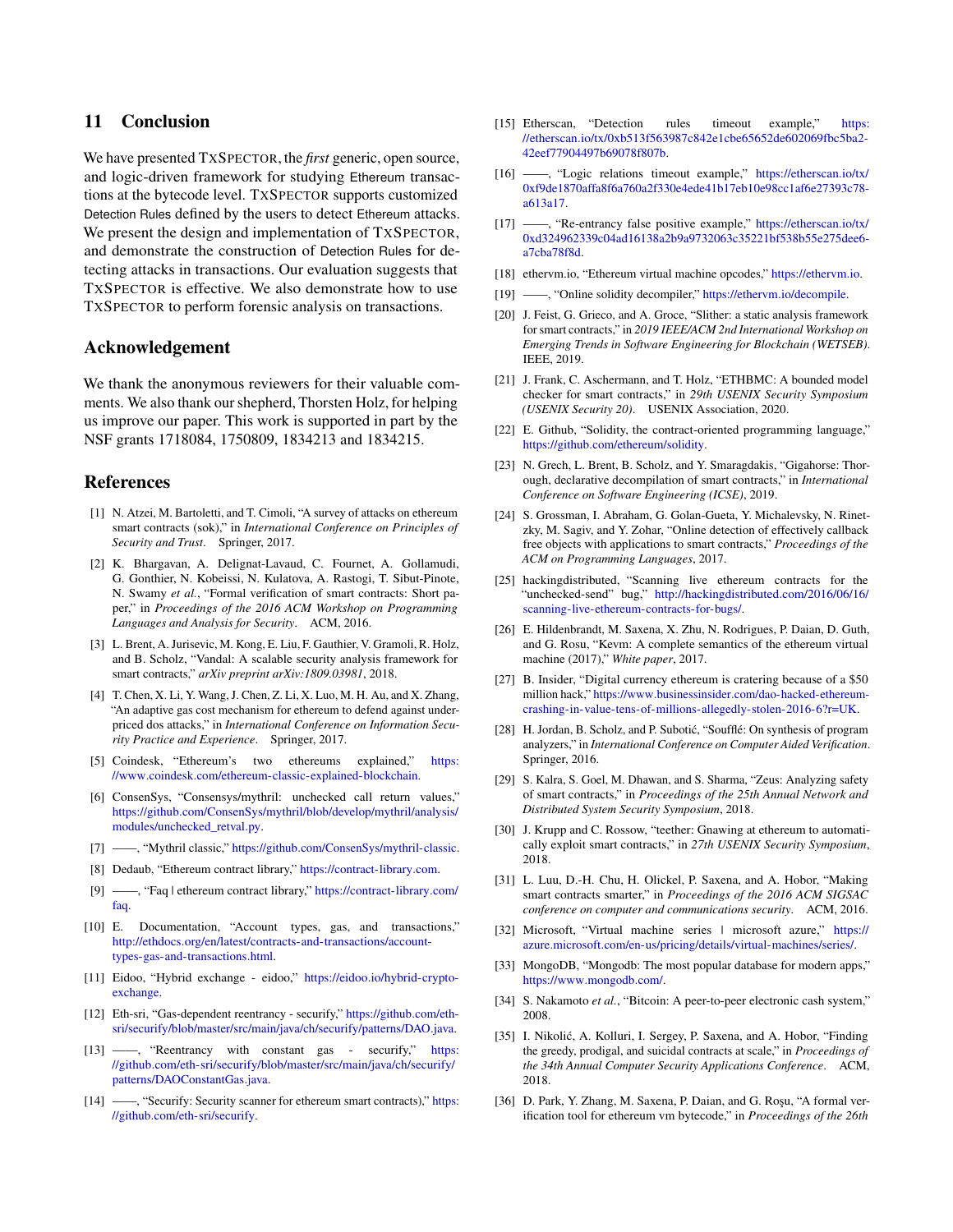## 11 Conclusion

We have presented TxSpector, the *first* generic, open source, and logic-driven framework for studying Ethereum transactions at the bytecode level. TxSpector supports customized Detection Rules defined by the users to detect Ethereum attacks. We present the design and implementation of TxSpector, and demonstrate the construction of Detection Rules for detecting attacks in transactions. Our evaluation suggests that TxSpector is effective. We also demonstrate how to use TxSpector to perform forensic analysis on transactions.

## Acknowledgement

We thank the anonymous reviewers for their valuable comments. We also thank our shepherd, Thorsten Holz, for helping us improve our paper. This work is supported in part by the NSF grants 1718084, 1750809, 1834213 and 1834215.

## References

[1] N. Atzei, M. Bartoletti, and T. Cimoli, "A survey of attacks on ethereum smart contracts (sok)," in *International Conference on Principles of Security and Trust*. Springer, 2017.

[2] K. Bhargavan, A. Delignat-Lavaud, C. Fournet, A. Gollamudi, G. Gonthier, N. Kobeissi, N. Kulatova, A. Rastogi, T. Sibut-Pinote, N. Swamy *et al.*, "Formal verification of smart contracts: Short paper," in *Proceedings of the 2016 ACM Workshop on Programming Languages and Analysis for Security*. ACM, 2016.

[3] L. Brent, A. Jurisevic, M. Kong, E. Liu, F. Gauthier, V. Gramoli, R. Holz, and B. Scholz, "Vandal: A scalable security analysis framework for smart contracts," *arXiv preprint arXiv:1809.03981*, 2018.

[4] T. Chen, X. Li, Y. Wang, J. Chen, Z. Li, X. Luo, M. H. Au, and X. Zhang, "An adaptive gas cost mechanism for ethereum to defend against underpriced dos attacks," in *International Conference on Information Security Practice and Experience*. Springer, 2017.

[5] Coindesk, "Ethereum's two ethereums explained," https://www.coindesk.com/ethereum-classic-explained-blockchain.

[6] ConsenSys, "Consensys/mythril: unchecked call return values," https://github.com/ConsenSys/mythril/blob/develop/mythril/analysis/modules/unchecked_retval.py.

[7] ——, "Mythril classic," https://github.com/ConsenSys/mythril-classic.

[8] Dedaub, "Ethereum contract library," https://contract-library.com.

[9] ——, "Faq | ethereum contract library," https://contract-library.com/faq.

[10] E. Documentation, "Account types, gas, and transactions," http://ethdocs.org/en/latest/contracts-and-transactions/account-types-gas-and-transactions.html.

[11] Eidoo, "Hybrid exchange - eidoo," https://eidoo.io/hybrid-crypto-exchange.

[12] Eth-sri, "Gas-dependent reentrancy - securify," https://github.com/eth-sri/securify/blob/master/src/main/java/ch/securify/patterns/DAO.java.

[13] ——, "Reentrancy with constant gas - securify," https://github.com/eth-sri/securify/blob/master/src/main/java/ch/securify/patterns/DAOConstantGas.java.

[14] ——, "Securify: Security scanner for ethereum smart contracts)," https://github.com/eth-sri/securify.

[15] Etherscan, "Detection rules timeout example," https://etherscan.io/tx/0xb513f563987c842e1cbe65652de602069fbc5ba2-42eef77904497b69078f807b.

[16] ——, "Logic relations timeout example," https://etherscan.io/tx/0xf9de1870affa8f6a760a2f330e4ede41b17eb10e98cc1af6e27393c78-a613a17.

[17] ——, "Re-entrancy false positive example," https://etherscan.io/tx/0xd324962339c04ad16138a2b9a9732063c35221bf538b55e275dee6-a7cba78f8d.

[18] ethervm.io, "Ethereum virtual machine opcodes," https://ethervm.io.

[19] ——, "Online solidity decompiler," https://ethervm.io/decompile.

[20] J. Feist, G. Grieco, and A. Groce, "Slither: a static analysis framework for smart contracts," in *2019 IEEE/ACM 2nd International Workshop on Emerging Trends in Software Engineering for Blockchain (WETSEB)*. IEEE, 2019.

[21] J. Frank, C. Aschermann, and T. Holz, "ETHBMC: A bounded model checker for smart contracts," in *29th USENIX Security Symposium (USENIX Security 20)*. USENIX Association, 2020.

[22] E. Github, "Solidity, the contract-oriented programming language," https://github.com/ethereum/solidity.

[23] N. Grech, L. Brent, B. Scholz, and Y. Smaragdakis, "Gigahorse: Thorough, declarative decompilation of smart contracts," in *International Conference on Software Engineering (ICSE)*, 2019.

[24] S. Grossman, I. Abraham, G. Golan-Gueta, Y. Michalevsky, N. Rinetzky, M. Sagiv, and Y. Zohar, "Online detection of effectively callback free objects with applications to smart contracts," *Proceedings of the ACM on Programming Languages*, 2017.

[25] hackingdistributed, "Scanning live ethereum contracts for the "unchecked-send" bug," http://hackingdistributed.com/2016/06/16/scanning-live-ethereum-contracts-for-bugs/.

[26] E. Hildenbrandt, M. Saxena, X. Zhu, N. Rodrigues, P. Daian, D. Guth, and G. Rosu, "Kevm: A complete semantics of the ethereum virtual machine (2017)," *White paper*, 2017.

[27] B. Insider, "Digital currency ethereum is cratering because of a $50 million hack," https://www.businessinsider.com/dao-hacked-ethereum-crashing-in-value-tens-of-millions-allegedly-stolen-2016-6?r=UK.

[28] H. Jordan, B. Scholz, and P. Subotić, "Soufflé: On synthesis of program analyzers," in *International Conference on Computer Aided Verification*. Springer, 2016.

[29] S. Kalra, S. Goel, M. Dhawan, and S. Sharma, "Zeus: Analyzing safety of smart contracts," in *Proceedings of the 25th Annual Network and Distributed System Security Symposium*, 2018.

[30] J. Krupp and C. Rossow, "teether: Gnawing at ethereum to automatically exploit smart contracts," in *27th USENIX Security Symposium*, 2018.

[31] L. Luu, D.-H. Chu, H. Olickel, P. Saxena, and A. Hobor, "Making smart contracts smarter," in *Proceedings of the 2016 ACM SIGSAC conference on computer and communications security*. ACM, 2016.

[32] Microsoft, "Virtual machine series | microsoft azure," https://azure.microsoft.com/en-us/pricing/details/virtual-machines/series/.

[33] MongoDB, "Mongodb: The most popular database for modern apps," https://www.mongodb.com/.

[34] S. Nakamoto *et al.*, "Bitcoin: A peer-to-peer electronic cash system," 2008.

[35] I. Nikolić, A. Kolluri, I. Sergey, P. Saxena, and A. Hobor, "Finding the greedy, prodigal, and suicidal contracts at scale," in *Proceedings of the 34th Annual Computer Security Applications Conference*. ACM, 2018.

[36] D. Park, Y. Zhang, M. Saxena, P. Daian, and G. Roşu, "A formal verification tool for ethereum vm bytecode," in *Proceedings of the 26th*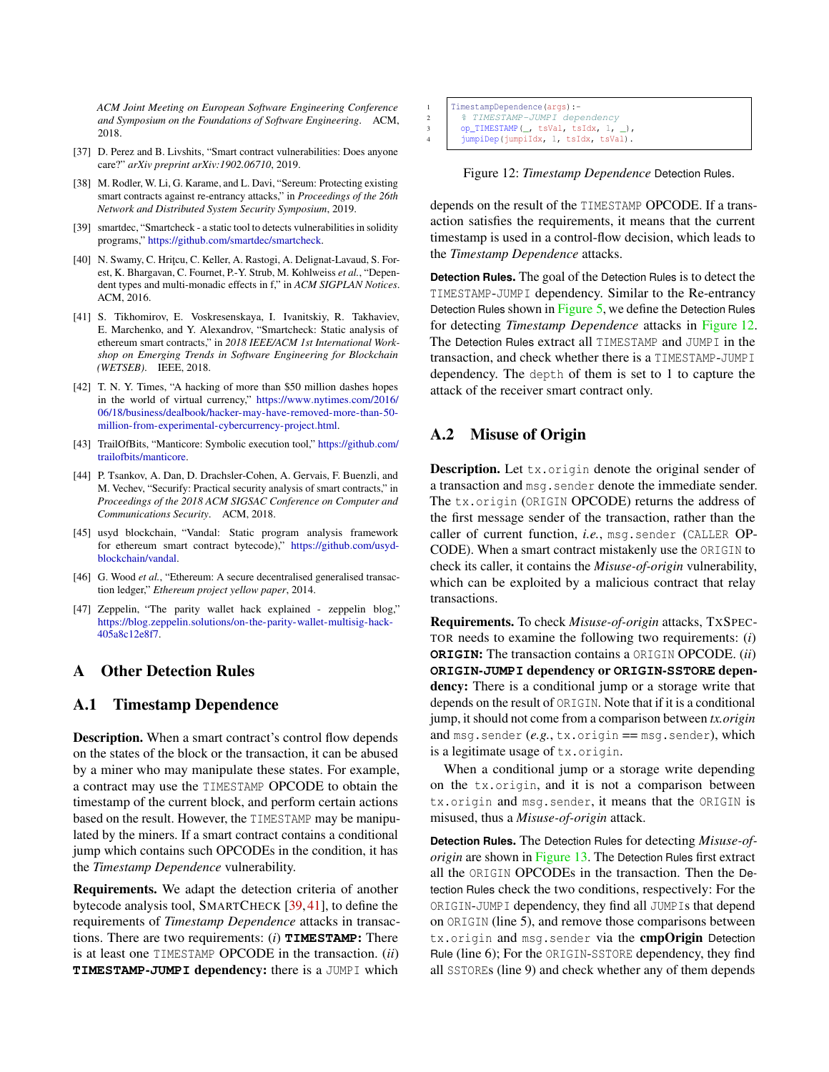*ACM Joint Meeting on European Software Engineering Conference and Symposium on the Foundations of Software Engineering*. ACM, 2018.

[37] D. Perez and B. Livshits, "Smart contract vulnerabilities: Does anyone care?" *arXiv preprint arXiv:1902.06710*, 2019.

[38] M. Rodler, W. Li, G. Karame, and L. Davi, "Sereum: Protecting existing smart contracts against re-entrancy attacks," in *Proceedings of the 26th Network and Distributed System Security Symposium*, 2019.

[39] smartdec, "Smartcheck - a static tool to detects vulnerabilities in solidity programs," https://github.com/smartdec/smartcheck.

[40] N. Swamy, C. Hriţcu, C. Keller, A. Rastogi, A. Delignat-Lavaud, S. Forest, K. Bhargavan, C. Fournet, P.-Y. Strub, M. Kohlweiss *et al.*, "Dependent types and multi-monadic effects in f," in *ACM SIGPLAN Notices*. ACM, 2016.

[41] S. Tikhomirov, E. Voskresenskaya, I. Ivanitskiy, R. Takhaviev, E. Marchenko, and Y. Alexandrov, "Smartcheck: Static analysis of ethereum smart contracts," in *2018 IEEE/ACM 1st International Workshop on Emerging Trends in Software Engineering for Blockchain (WETSEB)*. IEEE, 2018.

[42] T. N. Y. Times, "A hacking of more than $50 million dashes hopes in the world of virtual currency," https://www.nytimes.com/2016/06/18/business/dealbook/hacker-may-have-removed-more-than-50-million-from-experimental-cybercurrency-project.html.

[43] TrailOfBits, "Manticore: Symbolic execution tool," https://github.com/trailofbits/manticore.

[44] P. Tsankov, A. Dan, D. Drachsler-Cohen, A. Gervais, F. Buenzli, and M. Vechev, "Securify: Practical security analysis of smart contracts," in *Proceedings of the 2018 ACM SIGSAC Conference on Computer and Communications Security*. ACM, 2018.

[45] usyd blockchain, "Vandal: Static program analysis framework for ethereum smart contract bytecode)," https://github.com/usyd-blockchain/vandal.

[46] G. Wood *et al.*, "Ethereum: A secure decentralised generalised transaction ledger," *Ethereum project yellow paper*, 2014.

[47] Zeppelin, "The parity wallet hack explained - zeppelin blog," https://blog.zeppelin.solutions/on-the-parity-wallet-multisig-hack-405a8c12e8f7.

# A Other Detection Rules

## A.1 Timestamp Dependence

**Description.** When a smart contract's control flow depends on the states of the block or the transaction, it can be abused by a miner who may manipulate these states. For example, a contract may use the `TIMESTAMP` OPCODE to obtain the timestamp of the current block, and perform certain actions based on the result. However, the `TIMESTAMP` may be manipulated by the miners. If a smart contract contains a conditional jump which contains such OPCODEs in the condition, it has the *Timestamp Dependence* vulnerability.

**Requirements.** We adapt the detection criteria of another bytecode analysis tool, SMARTCHECK [39, 41], to define the requirements of *Timestamp Dependence* attacks in transactions. There are two requirements: (*i*) **`TIMESTAMP`:** There is at least one `TIMESTAMP` OPCODE in the transaction. (*ii*) **`TIMESTAMP-JUMPI` dependency:** there is a `JUMPI` which depends on the result of the `TIMESTAMP` OPCODE. If a transaction satisfies the requirements, it means that the current timestamp is used in a control-flow decision, which leads to the *Timestamp Dependence* attacks.

```
1 TimestampDependence(args):-
2   % TIMESTAMP-JUMPI dependency
3   op_TIMESTAMP(_, tsVal, tsIdx, 1, _),
4   jumpiDep(jumpiIdx, 1, tsIdx, tsVal).
```

Figure 12: *Timestamp Dependence* Detection Rules.

**Detection Rules.** The goal of the Detection Rules is to detect the `TIMESTAMP-JUMPI` dependency. Similar to the Re-entrancy Detection Rules shown in Figure 5, we define the Detection Rules for detecting *Timestamp Dependence* attacks in Figure 12. The Detection Rules extract all `TIMESTAMP` and `JUMPI` in the transaction, and check whether there is a `TIMESTAMP-JUMPI` dependency. The `depth` of them is set to 1 to capture the attack of the receiver smart contract only.

## A.2 Misuse of Origin

**Description.** Let `tx.origin` denote the original sender of a transaction and `msg.sender` denote the immediate sender. The `tx.origin` (`ORIGIN` OPCODE) returns the address of the first message sender of the transaction, rather than the caller of current function, *i.e.*, `msg.sender` (`CALLER` OPCODE). When a smart contract mistakenly use the `ORIGIN` to check its caller, it contains the *Misuse-of-origin* vulnerability, which can be exploited by a malicious contract that relay transactions.

**Requirements.** To check *Misuse-of-origin* attacks, TXSPECTOR needs to examine the following two requirements: (*i*) **`ORIGIN`:** The transaction contains a `ORIGIN` OPCODE. (*ii*) **`ORIGIN-JUMPI` dependency or `ORIGIN-SSTORE` dependency:** There is a conditional jump or a storage write that depends on the result of `ORIGIN`. Note that if it is a conditional jump, it should not come from a comparison between *tx.origin* and `msg.sender` (*e.g.*, `tx.origin == msg.sender`), which is a legitimate usage of `tx.origin`.

When a conditional jump or a storage write depending on the `tx.origin`, and it is not a comparison between `tx.origin` and `msg.sender`, it means that the `ORIGIN` is misused, thus a *Misuse-of-origin* attack.

**Detection Rules.** The Detection Rules for detecting *Misuse-of-origin* are shown in Figure 13. The Detection Rules first extract all the `ORIGIN` OPCODEs in the transaction. Then the Detection Rules check the two conditions, respectively: For the `ORIGIN-JUMPI` dependency, they find all `JUMPI`s that depend on `ORIGIN` (line 5), and remove those comparisons between `tx.origin` and `msg.sender` via the **cmpOrigin** Detection Rule (line 6); For the `ORIGIN-SSTORE` dependency, they find all `SSTORE`s (line 9) and check whether any of them depends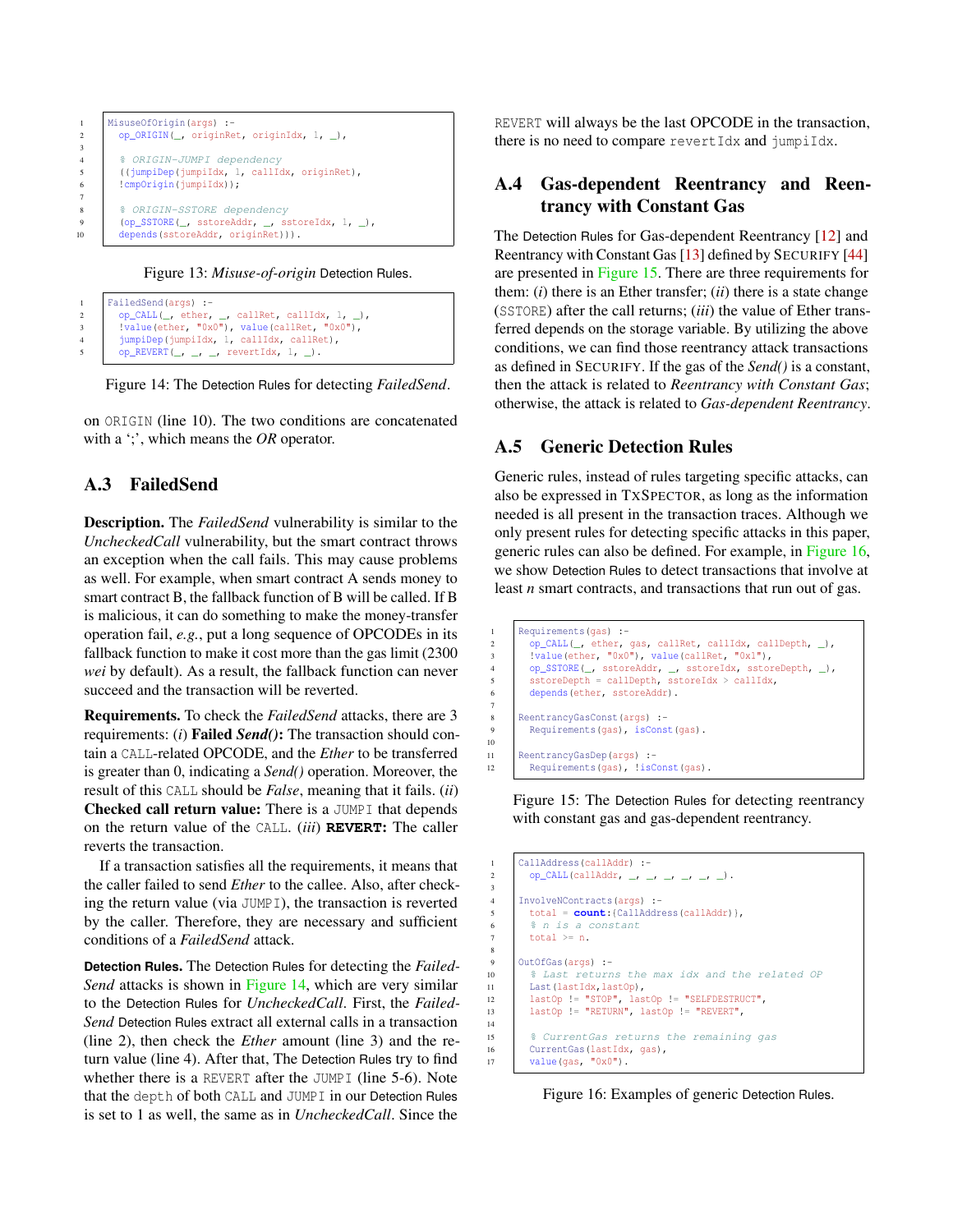```
MisuseOfOrigin(args) :-
  op_ORIGIN(_, originRet, originIdx, 1, _),

  % ORIGIN-JUMPI dependency
  ((jumpiDep(jumpiIdx, 1, callIdx, originRet),
  !cmpOrigin(jumpiIdx));

  % ORIGIN-SSTORE dependency
  (op_SSTORE(_, sstoreAddr, _, sstoreIdx, 1, _),
  depends(sstoreAddr, originRet))).
```

Figure 13: *Misuse-of-origin* Detection Rules.

```
FailedSend(args) :-
  op_CALL(_, ether, _, callRet, callIdx, 1, _),
  !value(ether, "0x0"), value(callRet, "0x0"),
  jumpiDep(jumpiIdx, 1, callIdx, callRet),
  op_REVERT(_, _, _, revertIdx, 1, _).
```

Figure 14: The Detection Rules for detecting *FailedSend*.

on ORIGIN (line 10). The two conditions are concatenated with a ';', which means the *OR* operator.

### A.3 FailedSend

**Description.** The *FailedSend* vulnerability is similar to the *UncheckedCall* vulnerability, but the smart contract throws an exception when the call fails. This may cause problems as well. For example, when smart contract A sends money to smart contract B, the fallback function of B will be called. If B is malicious, it can do something to make the money-transfer operation fail, *e.g.*, put a long sequence of OPCODEs in its fallback function to make it cost more than the gas limit (2300 *wei* by default). As a result, the fallback function can never succeed and the transaction will be reverted.

**Requirements.** To check the *FailedSend* attacks, there are 3 requirements: (*i*) **Failed *Send()*:** The transaction should contain a CALL-related OPCODE, and the *Ether* to be transferred is greater than 0, indicating a *Send()* operation. Moreover, the result of this CALL should be *False*, meaning that it fails. (*ii*) **Checked call return value:** There is a JUMPI that depends on the return value of the CALL. (*iii*) **REVERT:** The caller reverts the transaction.

If a transaction satisfies all the requirements, it means that the caller failed to send *Ether* to the callee. Also, after checking the return value (via JUMPI), the transaction is reverted by the caller. Therefore, they are necessary and sufficient conditions of a *FailedSend* attack.

**Detection Rules.** The Detection Rules for detecting the *FailedSend* attacks is shown in Figure 14, which are very similar to the Detection Rules for *UncheckedCall*. First, the *FailedSend* Detection Rules extract all external calls in a transaction (line 2), then check the *Ether* amount (line 3) and the return value (line 4). After that, The Detection Rules try to find whether there is a REVERT after the JUMPI (line 5-6). Note that the depth of both CALL and JUMPI in our Detection Rules is set to 1 as well, the same as in *UncheckedCall*. Since the REVERT will always be the last OPCODE in the transaction, there is no need to compare revertIdx and jumpiIdx.

### A.4 Gas-dependent Reentrancy and Reentrancy with Constant Gas

The Detection Rules for Gas-dependent Reentrancy [12] and Reentrancy with Constant Gas [13] defined by SECURIFY [44] are presented in Figure 15. There are three requirements for them: (*i*) there is an Ether transfer; (*ii*) there is a state change (SSTORE) after the call returns; (*iii*) the value of Ether transferred depends on the storage variable. By utilizing the above conditions, we can find those reentrancy attack transactions as defined in SECURIFY. If the gas of the *Send()* is a constant, then the attack is related to *Reentrancy with Constant Gas*; otherwise, the attack is related to *Gas-dependent Reentrancy*.

### A.5 Generic Detection Rules

Generic rules, instead of rules targeting specific attacks, can also be expressed in TXSPECTOR, as long as the information needed is all present in the transaction traces. Although we only present rules for detecting specific attacks in this paper, generic rules can also be defined. For example, in Figure 16, we show Detection Rules to detect transactions that involve at least *n* smart contracts, and transactions that run out of gas.

```
Requirements(gas) :-
  op_CALL(_, ether, gas, callRet, callIdx, callDepth, _),
  !value(ether, "0x0"), value(callRet, "0x1"),
  op_SSTORE(_, storeAddr, _, sstoreIdx, sstoreDepth, _),
  sstoreDepth = callDepth, sstoreIdx > callIdx,
  depends(ether, sstoreAddr).

ReentrancyGasConst(args) :-
  Requirements(gas), isConst(gas).

ReentrancyGasDep(args) :-
  Requirements(gas), !isConst(gas).
```

Figure 15: The Detection Rules for detecting reentrancy with constant gas and gas-dependent reentrancy.

```
CallAddress(callAddr) :-
  op_CALL(callAddr, _, _, _, _, _, _).

InvolveNContracts(args) :-
  total = count:{CallAddress(callAddr)},
  % n is a constant
  total >= n.

OutOfGas(args) :-
  % Last returns the max idx and the related OP
  Last(lastIdx,lastOp),
  lastOp != "STOP", lastOp != "SELFDESTRUCT",
  lastOp != "RETURN", lastOp != "REVERT",

  % CurrentGas returns the remaining gas
  CurrentGas(lastIdx, gas),
  value(gas, "0x0").
```

Figure 16: Examples of generic Detection Rules.